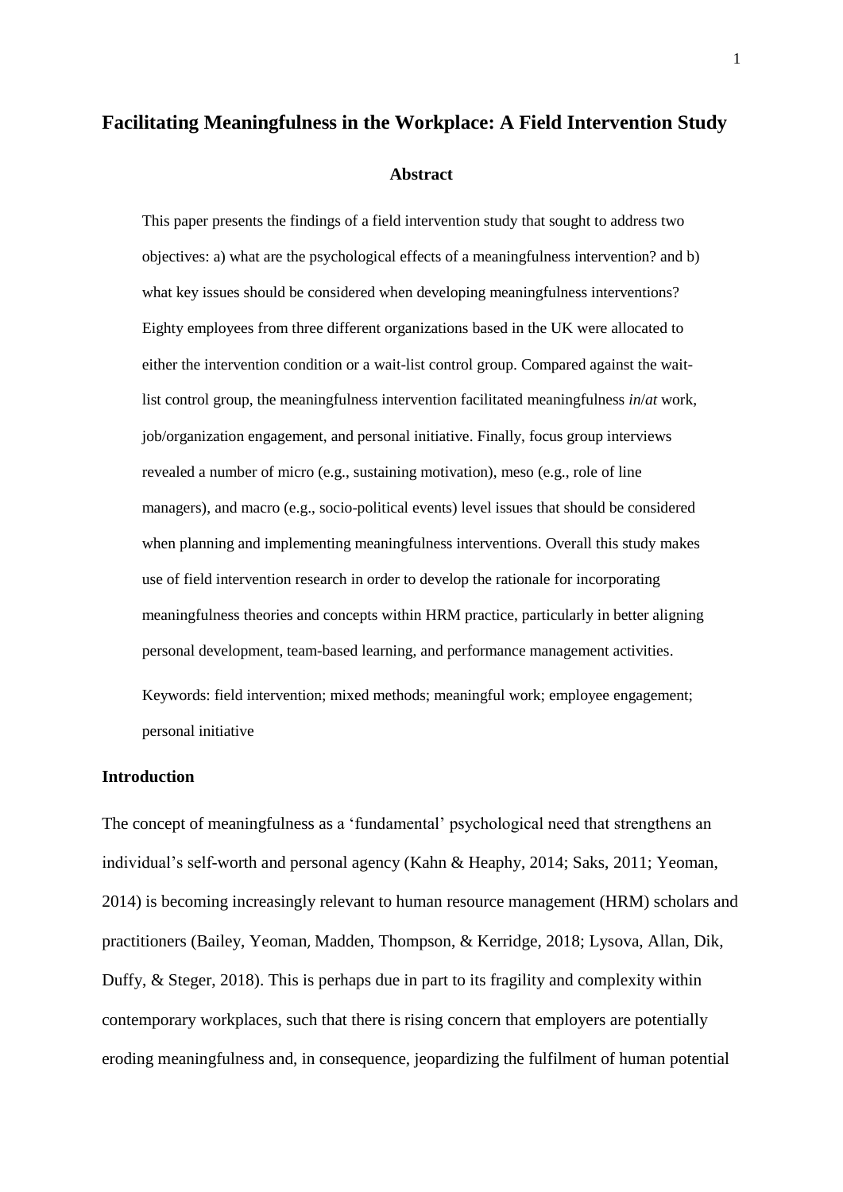# Facilitating Meaningfulness in the Workplace: A Field Intervention Study

## Abstract

This paper presents the findings of a field intervention study that sought to address two objectives: a) what are the psychological effects of a meaningfulness intervention? and b) what key issues should be considered when developing meaningfulness interventions? Eighty employees from three different organizations based in the UK were allocated to either the intervention condition or a wait-list control group. Compared against the wait-list control group, the meaningfulness intervention facilitated meaningfulness *in*/*at* work, job/organization engagement, and personal initiative. Finally, focus group interviews revealed a number of micro (e.g., sustaining motivation), meso (e.g., role of line managers), and macro (e.g., socio-political events) level issues that should be considered when planning and implementing meaningfulness interventions. Overall this study makes use of field intervention research in order to develop the rationale for incorporating meaningfulness theories and concepts within HRM practice, particularly in better aligning personal development, team-based learning, and performance management activities.

Keywords: field intervention; mixed methods; meaningful work; employee engagement; personal initiative

## Introduction

The concept of meaningfulness as a 'fundamental' psychological need that strengthens an individual's self-worth and personal agency (Kahn & Heaphy, 2014; Saks, 2011; Yeoman, 2014) is becoming increasingly relevant to human resource management (HRM) scholars and practitioners (Bailey, Yeoman, Madden, Thompson, & Kerridge, 2018; Lysova, Allan, Dik, Duffy, & Steger, 2018). This is perhaps due in part to its fragility and complexity within contemporary workplaces, such that there is rising concern that employers are potentially eroding meaningfulness and, in consequence, jeopardizing the fulfilment of human potential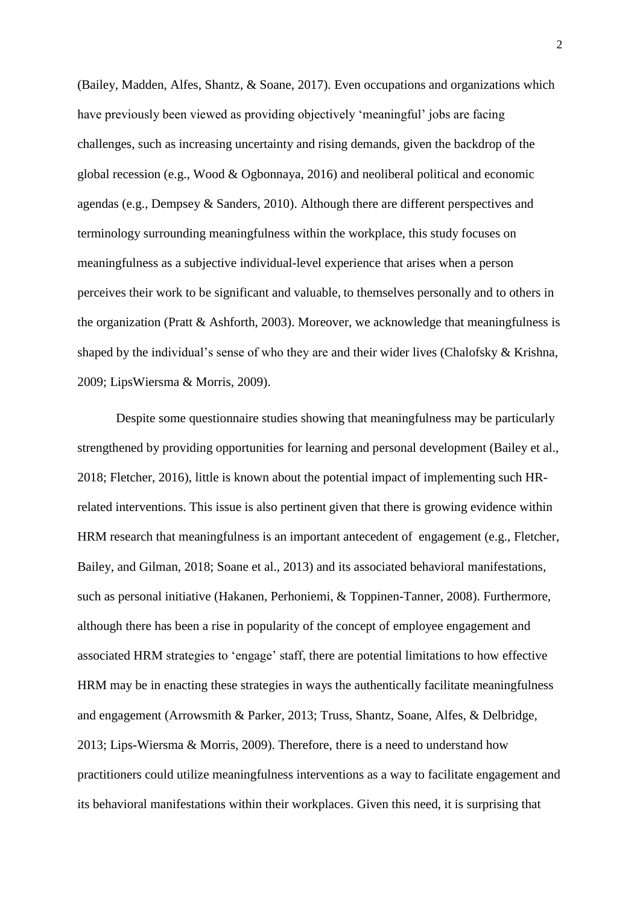(Bailey, Madden, Alfes, Shantz, & Soane, 2017). Even occupations and organizations which have previously been viewed as providing objectively 'meaningful' jobs are facing challenges, such as increasing uncertainty and rising demands, given the backdrop of the global recession (e.g., Wood & Ogbonnaya, 2016) and neoliberal political and economic agendas (e.g., Dempsey & Sanders, 2010). Although there are different perspectives and terminology surrounding meaningfulness within the workplace, this study focuses on meaningfulness as a subjective individual-level experience that arises when a person perceives their work to be significant and valuable, to themselves personally and to others in the organization (Pratt & Ashforth, 2003). Moreover, we acknowledge that meaningfulness is shaped by the individual's sense of who they are and their wider lives (Chalofsky & Krishna, 2009; LipsWiersma & Morris, 2009).

Despite some questionnaire studies showing that meaningfulness may be particularly strengthened by providing opportunities for learning and personal development (Bailey et al., 2018; Fletcher, 2016), little is known about the potential impact of implementing such HR-related interventions. This issue is also pertinent given that there is growing evidence within HRM research that meaningfulness is an important antecedent of engagement (e.g., Fletcher, Bailey, and Gilman, 2018; Soane et al., 2013) and its associated behavioral manifestations, such as personal initiative (Hakanen, Perhoniemi, & Toppinen-Tanner, 2008). Furthermore, although there has been a rise in popularity of the concept of employee engagement and associated HRM strategies to 'engage' staff, there are potential limitations to how effective HRM may be in enacting these strategies in ways the authentically facilitate meaningfulness and engagement (Arrowsmith & Parker, 2013; Truss, Shantz, Soane, Alfes, & Delbridge, 2013; Lips-Wiersma & Morris, 2009). Therefore, there is a need to understand how practitioners could utilize meaningfulness interventions as a way to facilitate engagement and its behavioral manifestations within their workplaces. Given this need, it is surprising that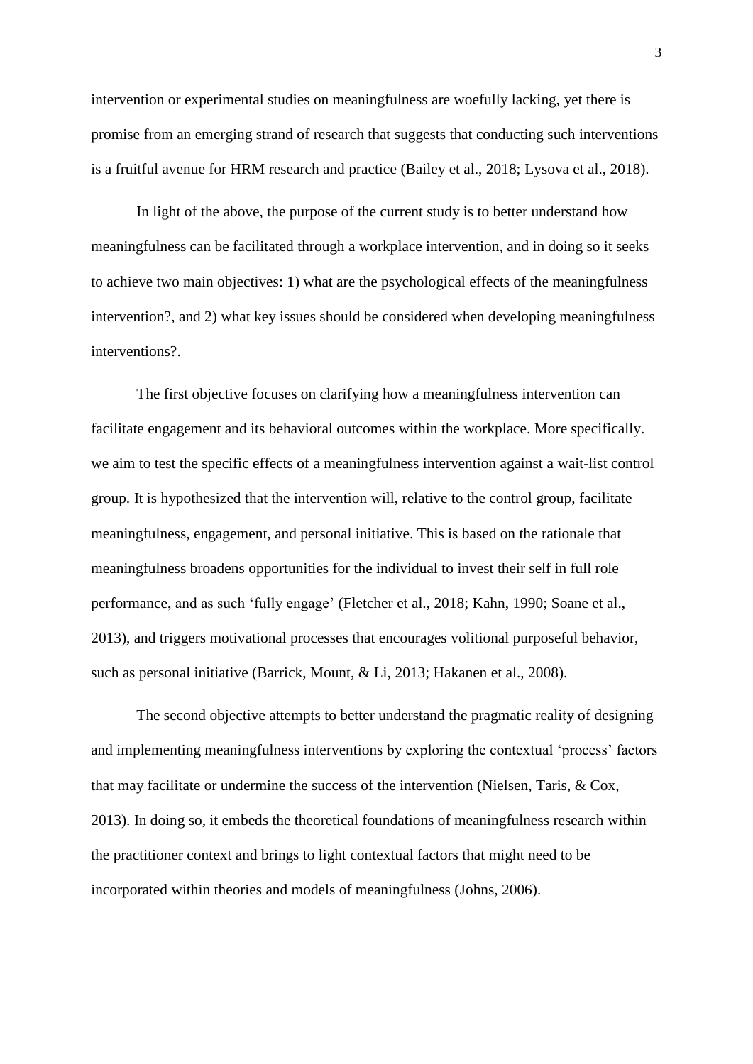intervention or experimental studies on meaningfulness are woefully lacking, yet there is promise from an emerging strand of research that suggests that conducting such interventions is a fruitful avenue for HRM research and practice (Bailey et al., 2018; Lysova et al., 2018).

In light of the above, the purpose of the current study is to better understand how meaningfulness can be facilitated through a workplace intervention, and in doing so it seeks to achieve two main objectives: 1) what are the psychological effects of the meaningfulness intervention?, and 2) what key issues should be considered when developing meaningfulness interventions?.

The first objective focuses on clarifying how a meaningfulness intervention can facilitate engagement and its behavioral outcomes within the workplace. More specifically. we aim to test the specific effects of a meaningfulness intervention against a wait-list control group. It is hypothesized that the intervention will, relative to the control group, facilitate meaningfulness, engagement, and personal initiative. This is based on the rationale that meaningfulness broadens opportunities for the individual to invest their self in full role performance, and as such 'fully engage' (Fletcher et al., 2018; Kahn, 1990; Soane et al., 2013), and triggers motivational processes that encourages volitional purposeful behavior, such as personal initiative (Barrick, Mount, & Li, 2013; Hakanen et al., 2008).

The second objective attempts to better understand the pragmatic reality of designing and implementing meaningfulness interventions by exploring the contextual 'process' factors that may facilitate or undermine the success of the intervention (Nielsen, Taris, & Cox, 2013). In doing so, it embeds the theoretical foundations of meaningfulness research within the practitioner context and brings to light contextual factors that might need to be incorporated within theories and models of meaningfulness (Johns, 2006).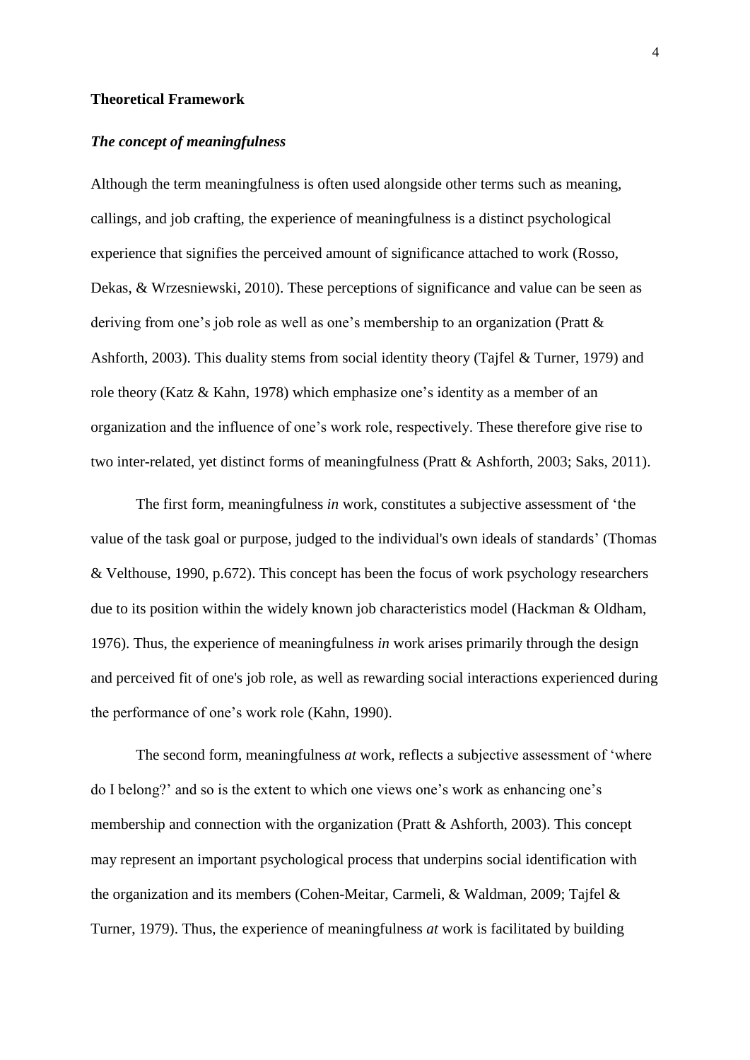## Theoretical Framework

### *The concept of meaningfulness*

Although the term meaningfulness is often used alongside other terms such as meaning, callings, and job crafting, the experience of meaningfulness is a distinct psychological experience that signifies the perceived amount of significance attached to work (Rosso, Dekas, & Wrzesniewski, 2010). These perceptions of significance and value can be seen as deriving from one's job role as well as one's membership to an organization (Pratt & Ashforth, 2003). This duality stems from social identity theory (Tajfel & Turner, 1979) and role theory (Katz & Kahn, 1978) which emphasize one's identity as a member of an organization and the influence of one's work role, respectively. These therefore give rise to two inter-related, yet distinct forms of meaningfulness (Pratt & Ashforth, 2003; Saks, 2011).

The first form, meaningfulness *in* work, constitutes a subjective assessment of 'the value of the task goal or purpose, judged to the individual's own ideals of standards' (Thomas & Velthouse, 1990, p.672). This concept has been the focus of work psychology researchers due to its position within the widely known job characteristics model (Hackman & Oldham, 1976). Thus, the experience of meaningfulness *in* work arises primarily through the design and perceived fit of one's job role, as well as rewarding social interactions experienced during the performance of one's work role (Kahn, 1990).

The second form, meaningfulness *at* work, reflects a subjective assessment of 'where do I belong?' and so is the extent to which one views one's work as enhancing one's membership and connection with the organization (Pratt & Ashforth, 2003). This concept may represent an important psychological process that underpins social identification with the organization and its members (Cohen-Meitar, Carmeli, & Waldman, 2009; Tajfel & Turner, 1979). Thus, the experience of meaningfulness *at* work is facilitated by building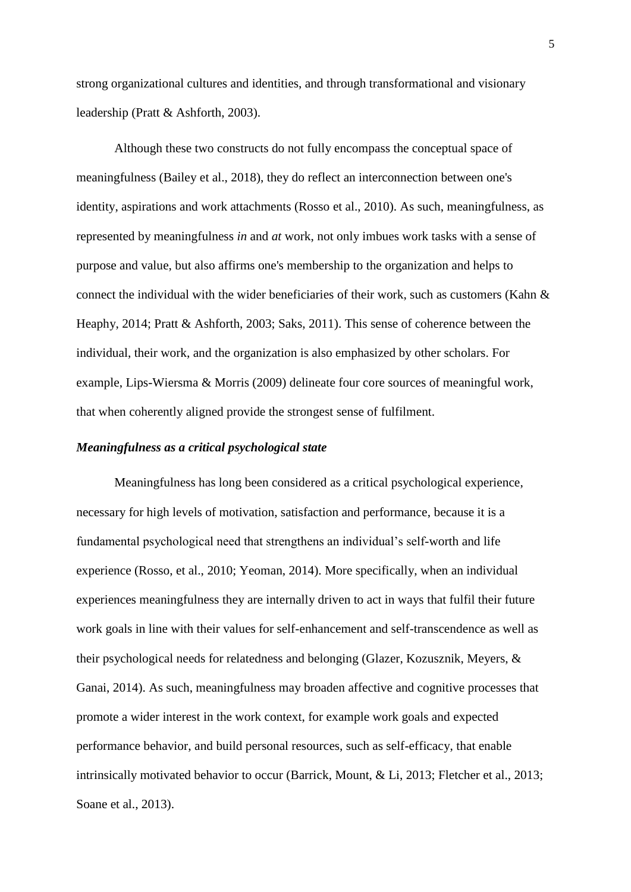strong organizational cultures and identities, and through transformational and visionary leadership (Pratt & Ashforth, 2003).

Although these two constructs do not fully encompass the conceptual space of meaningfulness (Bailey et al., 2018), they do reflect an interconnection between one's identity, aspirations and work attachments (Rosso et al., 2010). As such, meaningfulness, as represented by meaningfulness *in* and *at* work, not only imbues work tasks with a sense of purpose and value, but also affirms one's membership to the organization and helps to connect the individual with the wider beneficiaries of their work, such as customers (Kahn & Heaphy, 2014; Pratt & Ashforth, 2003; Saks, 2011). This sense of coherence between the individual, their work, and the organization is also emphasized by other scholars. For example, Lips-Wiersma & Morris (2009) delineate four core sources of meaningful work, that when coherently aligned provide the strongest sense of fulfilment.

### *Meaningfulness as a critical psychological state*

Meaningfulness has long been considered as a critical psychological experience, necessary for high levels of motivation, satisfaction and performance, because it is a fundamental psychological need that strengthens an individual's self-worth and life experience (Rosso, et al., 2010; Yeoman, 2014). More specifically, when an individual experiences meaningfulness they are internally driven to act in ways that fulfil their future work goals in line with their values for self-enhancement and self-transcendence as well as their psychological needs for relatedness and belonging (Glazer, Kozusznik, Meyers, & Ganai, 2014). As such, meaningfulness may broaden affective and cognitive processes that promote a wider interest in the work context, for example work goals and expected performance behavior, and build personal resources, such as self-efficacy, that enable intrinsically motivated behavior to occur (Barrick, Mount, & Li, 2013; Fletcher et al., 2013; Soane et al., 2013).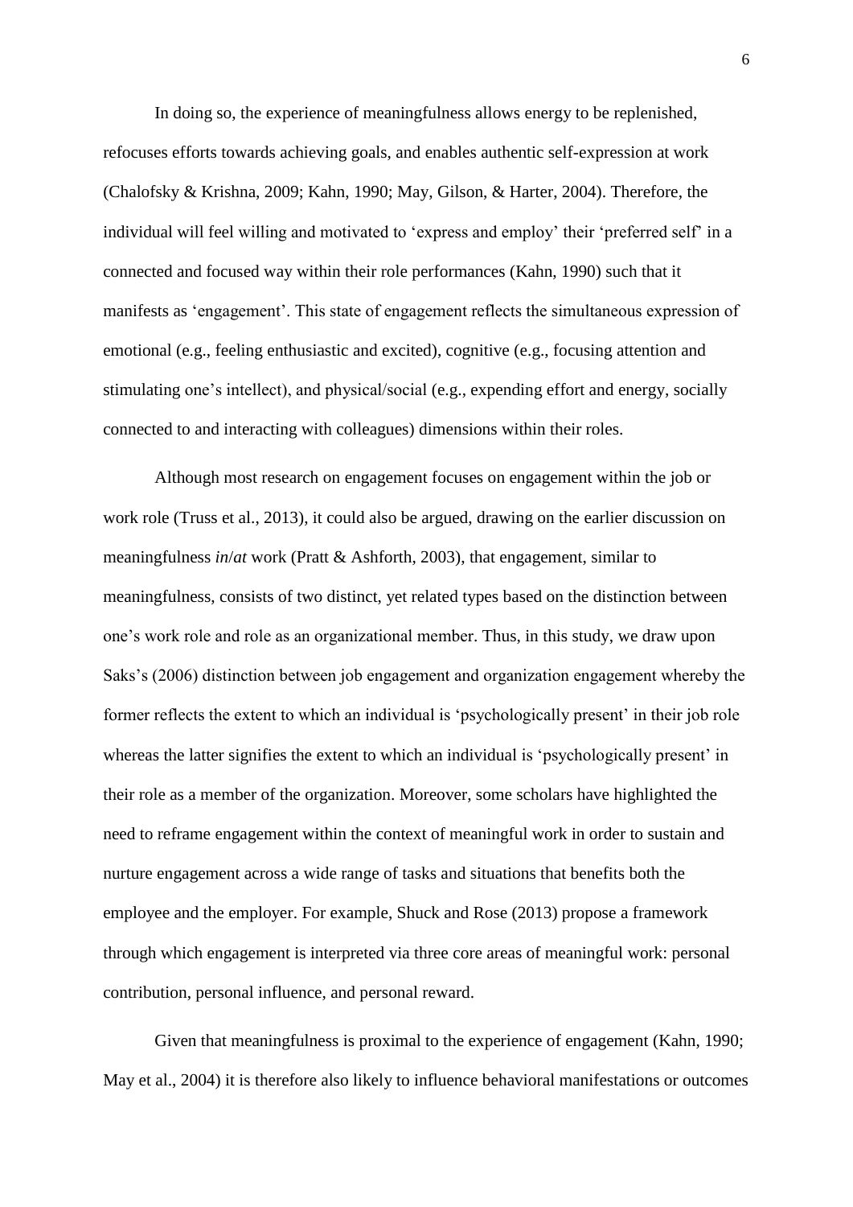In doing so, the experience of meaningfulness allows energy to be replenished, refocuses efforts towards achieving goals, and enables authentic self-expression at work (Chalofsky & Krishna, 2009; Kahn, 1990; May, Gilson, & Harter, 2004). Therefore, the individual will feel willing and motivated to 'express and employ' their 'preferred self' in a connected and focused way within their role performances (Kahn, 1990) such that it manifests as 'engagement'. This state of engagement reflects the simultaneous expression of emotional (e.g., feeling enthusiastic and excited), cognitive (e.g., focusing attention and stimulating one's intellect), and physical/social (e.g., expending effort and energy, socially connected to and interacting with colleagues) dimensions within their roles.

Although most research on engagement focuses on engagement within the job or work role (Truss et al., 2013), it could also be argued, drawing on the earlier discussion on meaningfulness *in*/*at* work (Pratt & Ashforth, 2003), that engagement, similar to meaningfulness, consists of two distinct, yet related types based on the distinction between one's work role and role as an organizational member. Thus, in this study, we draw upon Saks's (2006) distinction between job engagement and organization engagement whereby the former reflects the extent to which an individual is 'psychologically present' in their job role whereas the latter signifies the extent to which an individual is 'psychologically present' in their role as a member of the organization. Moreover, some scholars have highlighted the need to reframe engagement within the context of meaningful work in order to sustain and nurture engagement across a wide range of tasks and situations that benefits both the employee and the employer. For example, Shuck and Rose (2013) propose a framework through which engagement is interpreted via three core areas of meaningful work: personal contribution, personal influence, and personal reward.

Given that meaningfulness is proximal to the experience of engagement (Kahn, 1990; May et al., 2004) it is therefore also likely to influence behavioral manifestations or outcomes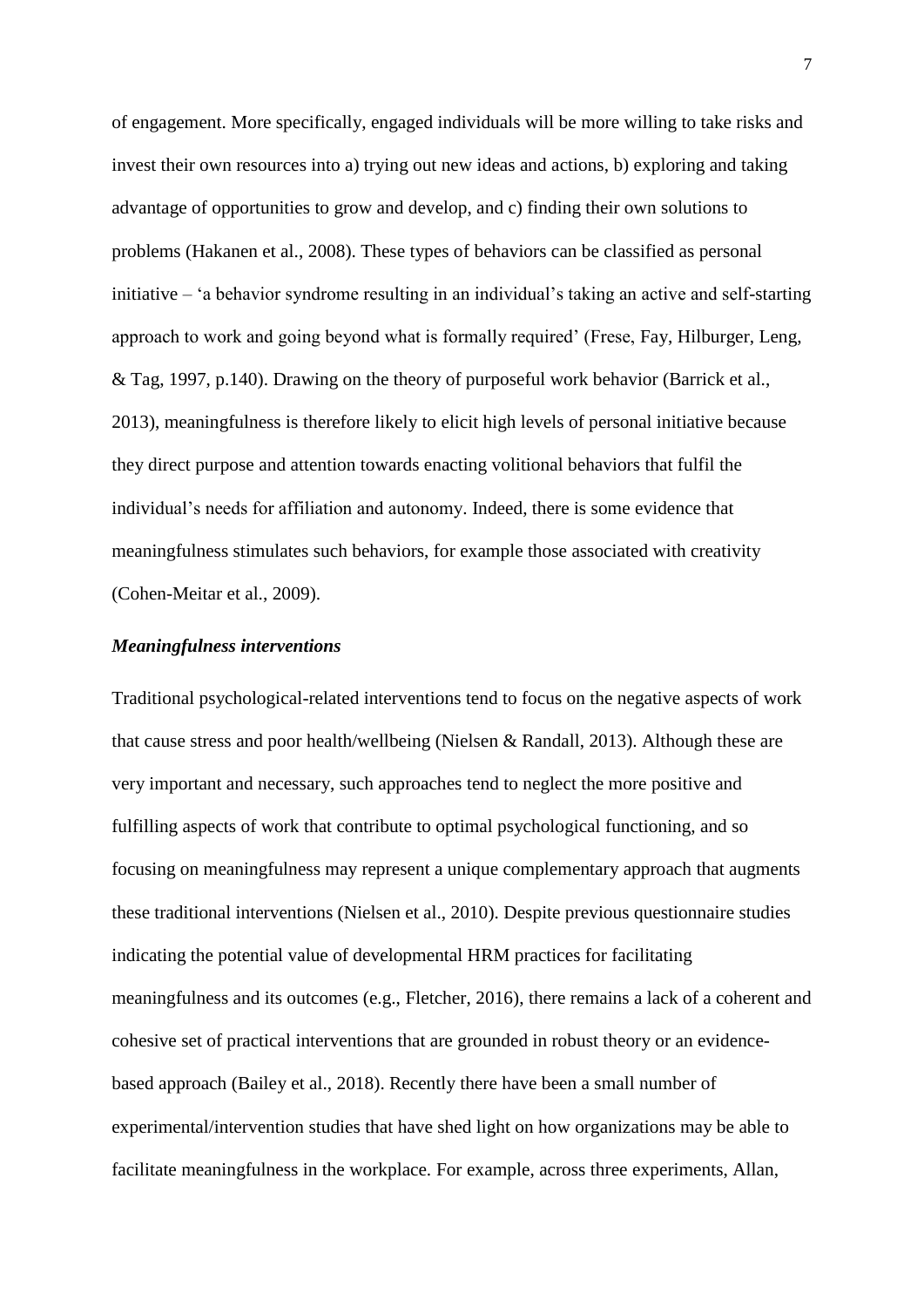of engagement. More specifically, engaged individuals will be more willing to take risks and invest their own resources into a) trying out new ideas and actions, b) exploring and taking advantage of opportunities to grow and develop, and c) finding their own solutions to problems (Hakanen et al., 2008). These types of behaviors can be classified as personal initiative – 'a behavior syndrome resulting in an individual's taking an active and self-starting approach to work and going beyond what is formally required' (Frese, Fay, Hilburger, Leng, & Tag, 1997, p.140). Drawing on the theory of purposeful work behavior (Barrick et al., 2013), meaningfulness is therefore likely to elicit high levels of personal initiative because they direct purpose and attention towards enacting volitional behaviors that fulfil the individual's needs for affiliation and autonomy. Indeed, there is some evidence that meaningfulness stimulates such behaviors, for example those associated with creativity (Cohen-Meitar et al., 2009).

### *Meaningfulness interventions*

Traditional psychological-related interventions tend to focus on the negative aspects of work that cause stress and poor health/wellbeing (Nielsen & Randall, 2013). Although these are very important and necessary, such approaches tend to neglect the more positive and fulfilling aspects of work that contribute to optimal psychological functioning, and so focusing on meaningfulness may represent a unique complementary approach that augments these traditional interventions (Nielsen et al., 2010). Despite previous questionnaire studies indicating the potential value of developmental HRM practices for facilitating meaningfulness and its outcomes (e.g., Fletcher, 2016), there remains a lack of a coherent and cohesive set of practical interventions that are grounded in robust theory or an evidence-based approach (Bailey et al., 2018). Recently there have been a small number of experimental/intervention studies that have shed light on how organizations may be able to facilitate meaningfulness in the workplace. For example, across three experiments, Allan,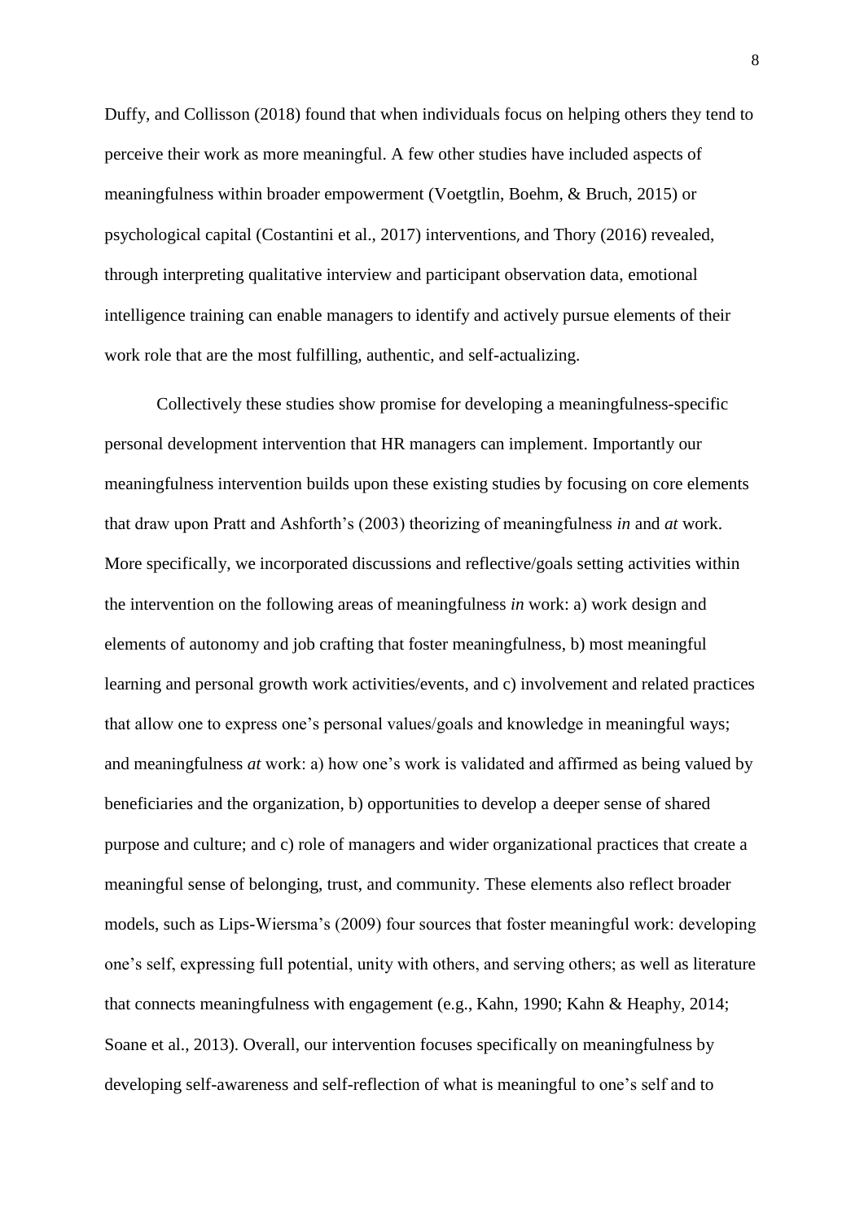Duffy, and Collisson (2018) found that when individuals focus on helping others they tend to perceive their work as more meaningful. A few other studies have included aspects of meaningfulness within broader empowerment (Voetgtlin, Boehm, & Bruch, 2015) or psychological capital (Costantini et al., 2017) interventions, and Thory (2016) revealed, through interpreting qualitative interview and participant observation data, emotional intelligence training can enable managers to identify and actively pursue elements of their work role that are the most fulfilling, authentic, and self-actualizing.

Collectively these studies show promise for developing a meaningfulness-specific personal development intervention that HR managers can implement. Importantly our meaningfulness intervention builds upon these existing studies by focusing on core elements that draw upon Pratt and Ashforth's (2003) theorizing of meaningfulness *in* and *at* work. More specifically, we incorporated discussions and reflective/goals setting activities within the intervention on the following areas of meaningfulness *in* work: a) work design and elements of autonomy and job crafting that foster meaningfulness, b) most meaningful learning and personal growth work activities/events, and c) involvement and related practices that allow one to express one's personal values/goals and knowledge in meaningful ways; and meaningfulness *at* work: a) how one's work is validated and affirmed as being valued by beneficiaries and the organization, b) opportunities to develop a deeper sense of shared purpose and culture; and c) role of managers and wider organizational practices that create a meaningful sense of belonging, trust, and community. These elements also reflect broader models, such as Lips-Wiersma's (2009) four sources that foster meaningful work: developing one's self, expressing full potential, unity with others, and serving others; as well as literature that connects meaningfulness with engagement (e.g., Kahn, 1990; Kahn & Heaphy, 2014; Soane et al., 2013). Overall, our intervention focuses specifically on meaningfulness by developing self-awareness and self-reflection of what is meaningful to one's self and to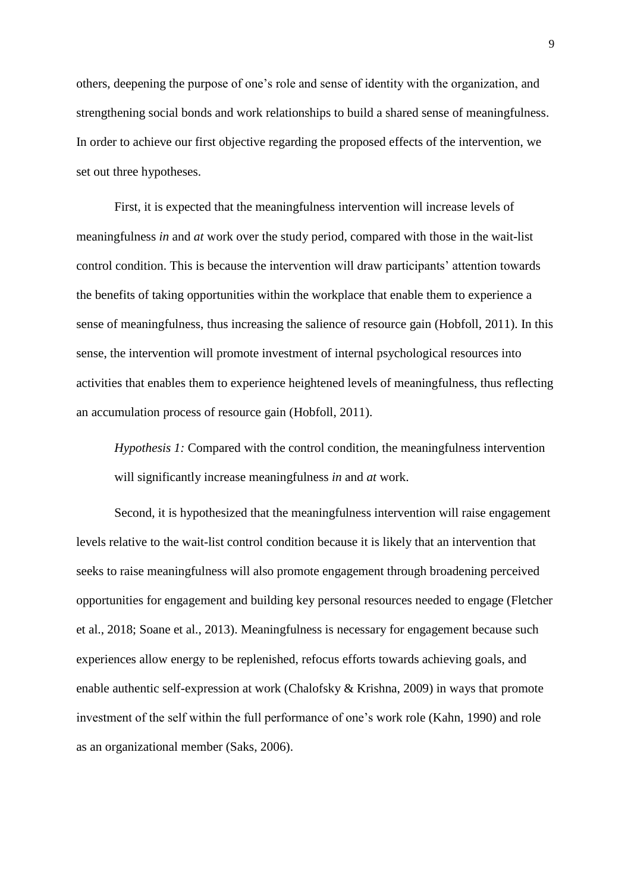others, deepening the purpose of one's role and sense of identity with the organization, and strengthening social bonds and work relationships to build a shared sense of meaningfulness. In order to achieve our first objective regarding the proposed effects of the intervention, we set out three hypotheses.

First, it is expected that the meaningfulness intervention will increase levels of meaningfulness *in* and *at* work over the study period, compared with those in the wait-list control condition. This is because the intervention will draw participants' attention towards the benefits of taking opportunities within the workplace that enable them to experience a sense of meaningfulness, thus increasing the salience of resource gain (Hobfoll, 2011). In this sense, the intervention will promote investment of internal psychological resources into activities that enables them to experience heightened levels of meaningfulness, thus reflecting an accumulation process of resource gain (Hobfoll, 2011).

> *Hypothesis 1:* Compared with the control condition, the meaningfulness intervention will significantly increase meaningfulness *in* and *at* work.

Second, it is hypothesized that the meaningfulness intervention will raise engagement levels relative to the wait-list control condition because it is likely that an intervention that seeks to raise meaningfulness will also promote engagement through broadening perceived opportunities for engagement and building key personal resources needed to engage (Fletcher et al., 2018; Soane et al., 2013). Meaningfulness is necessary for engagement because such experiences allow energy to be replenished, refocus efforts towards achieving goals, and enable authentic self-expression at work (Chalofsky & Krishna, 2009) in ways that promote investment of the self within the full performance of one's work role (Kahn, 1990) and role as an organizational member (Saks, 2006).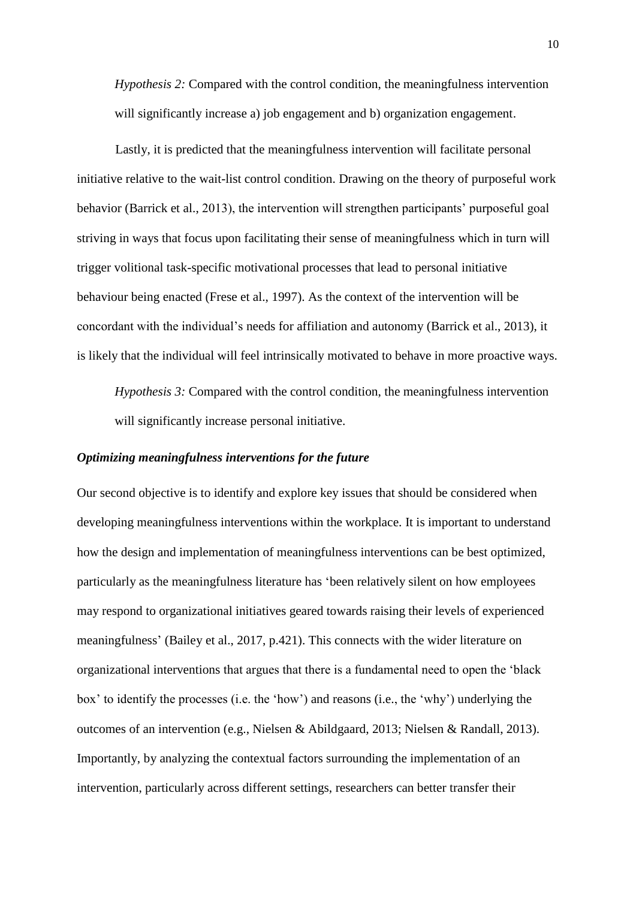*Hypothesis 2:* Compared with the control condition, the meaningfulness intervention will significantly increase a) job engagement and b) organization engagement.

Lastly, it is predicted that the meaningfulness intervention will facilitate personal initiative relative to the wait-list control condition. Drawing on the theory of purposeful work behavior (Barrick et al., 2013), the intervention will strengthen participants' purposeful goal striving in ways that focus upon facilitating their sense of meaningfulness which in turn will trigger volitional task-specific motivational processes that lead to personal initiative behaviour being enacted (Frese et al., 1997). As the context of the intervention will be concordant with the individual's needs for affiliation and autonomy (Barrick et al., 2013), it is likely that the individual will feel intrinsically motivated to behave in more proactive ways.

*Hypothesis 3:* Compared with the control condition, the meaningfulness intervention will significantly increase personal initiative.

### ***Optimizing meaningfulness interventions for the future***

Our second objective is to identify and explore key issues that should be considered when developing meaningfulness interventions within the workplace. It is important to understand how the design and implementation of meaningfulness interventions can be best optimized, particularly as the meaningfulness literature has 'been relatively silent on how employees may respond to organizational initiatives geared towards raising their levels of experienced meaningfulness' (Bailey et al., 2017, p.421). This connects with the wider literature on organizational interventions that argues that there is a fundamental need to open the 'black box' to identify the processes (i.e. the 'how') and reasons (i.e., the 'why') underlying the outcomes of an intervention (e.g., Nielsen & Abildgaard, 2013; Nielsen & Randall, 2013). Importantly, by analyzing the contextual factors surrounding the implementation of an intervention, particularly across different settings, researchers can better transfer their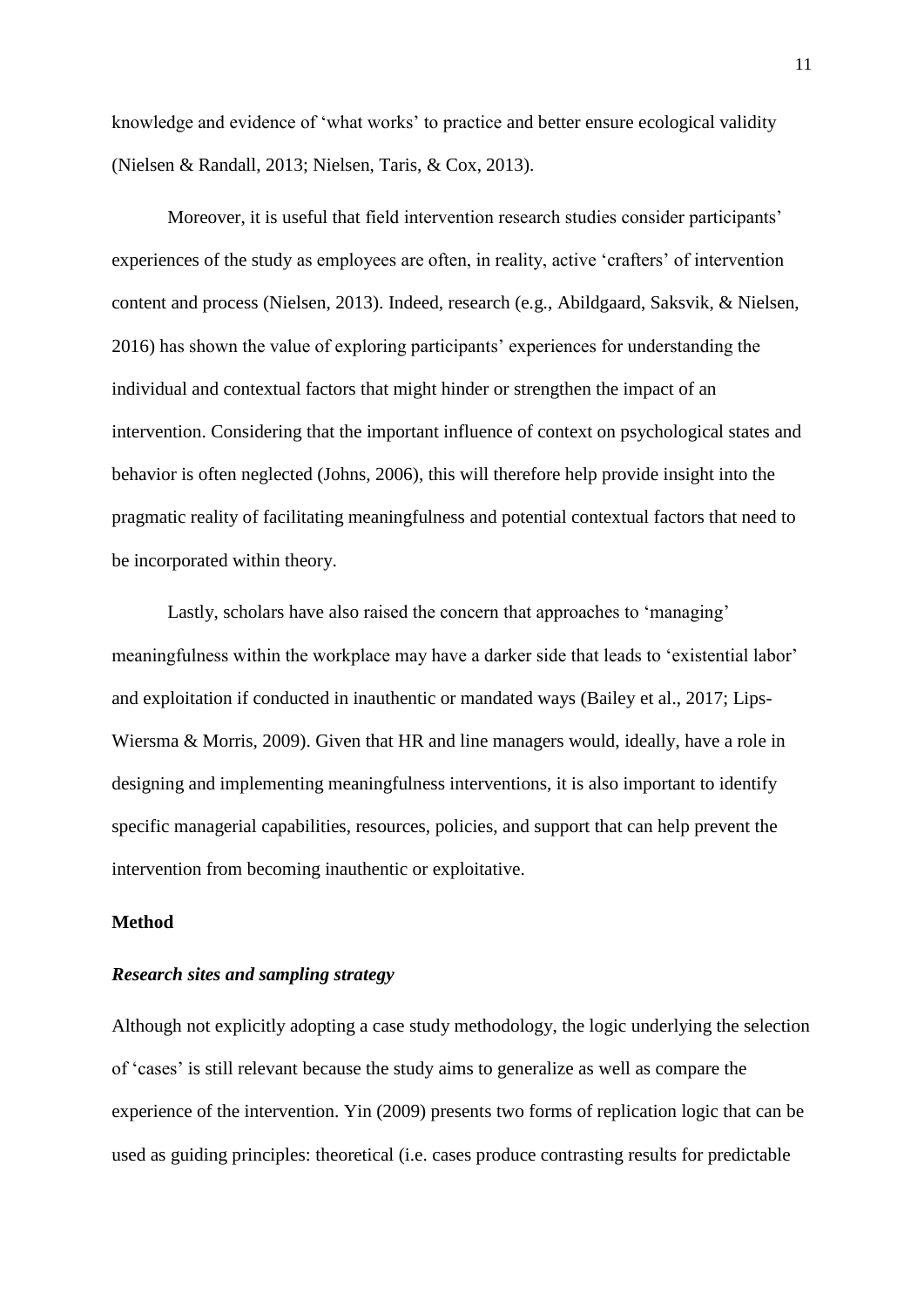knowledge and evidence of 'what works' to practice and better ensure ecological validity (Nielsen & Randall, 2013; Nielsen, Taris, & Cox, 2013).

Moreover, it is useful that field intervention research studies consider participants' experiences of the study as employees are often, in reality, active 'crafters' of intervention content and process (Nielsen, 2013). Indeed, research (e.g., Abildgaard, Saksvik, & Nielsen, 2016) has shown the value of exploring participants' experiences for understanding the individual and contextual factors that might hinder or strengthen the impact of an intervention. Considering that the important influence of context on psychological states and behavior is often neglected (Johns, 2006), this will therefore help provide insight into the pragmatic reality of facilitating meaningfulness and potential contextual factors that need to be incorporated within theory.

Lastly, scholars have also raised the concern that approaches to 'managing' meaningfulness within the workplace may have a darker side that leads to 'existential labor' and exploitation if conducted in inauthentic or mandated ways (Bailey et al., 2017; Lips-Wiersma & Morris, 2009). Given that HR and line managers would, ideally, have a role in designing and implementing meaningfulness interventions, it is also important to identify specific managerial capabilities, resources, policies, and support that can help prevent the intervention from becoming inauthentic or exploitative.

## Method

### *Research sites and sampling strategy*

Although not explicitly adopting a case study methodology, the logic underlying the selection of 'cases' is still relevant because the study aims to generalize as well as compare the experience of the intervention. Yin (2009) presents two forms of replication logic that can be used as guiding principles: theoretical (i.e. cases produce contrasting results for predictable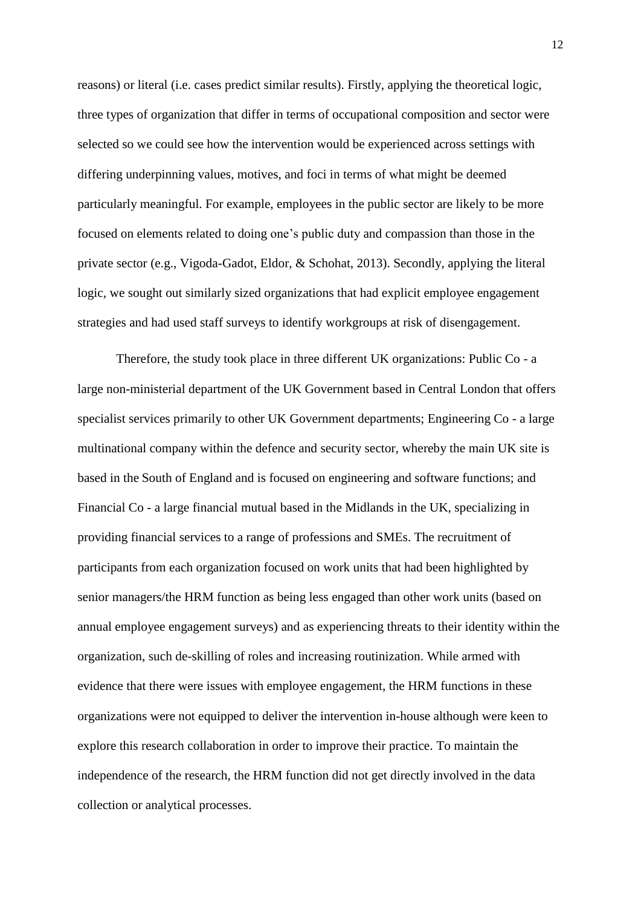reasons) or literal (i.e. cases predict similar results). Firstly, applying the theoretical logic, three types of organization that differ in terms of occupational composition and sector were selected so we could see how the intervention would be experienced across settings with differing underpinning values, motives, and foci in terms of what might be deemed particularly meaningful. For example, employees in the public sector are likely to be more focused on elements related to doing one's public duty and compassion than those in the private sector (e.g., Vigoda-Gadot, Eldor, & Schohat, 2013). Secondly, applying the literal logic, we sought out similarly sized organizations that had explicit employee engagement strategies and had used staff surveys to identify workgroups at risk of disengagement.

Therefore, the study took place in three different UK organizations: Public Co - a large non-ministerial department of the UK Government based in Central London that offers specialist services primarily to other UK Government departments; Engineering Co - a large multinational company within the defence and security sector, whereby the main UK site is based in the South of England and is focused on engineering and software functions; and Financial Co - a large financial mutual based in the Midlands in the UK, specializing in providing financial services to a range of professions and SMEs. The recruitment of participants from each organization focused on work units that had been highlighted by senior managers/the HRM function as being less engaged than other work units (based on annual employee engagement surveys) and as experiencing threats to their identity within the organization, such de-skilling of roles and increasing routinization. While armed with evidence that there were issues with employee engagement, the HRM functions in these organizations were not equipped to deliver the intervention in-house although were keen to explore this research collaboration in order to improve their practice. To maintain the independence of the research, the HRM function did not get directly involved in the data collection or analytical processes.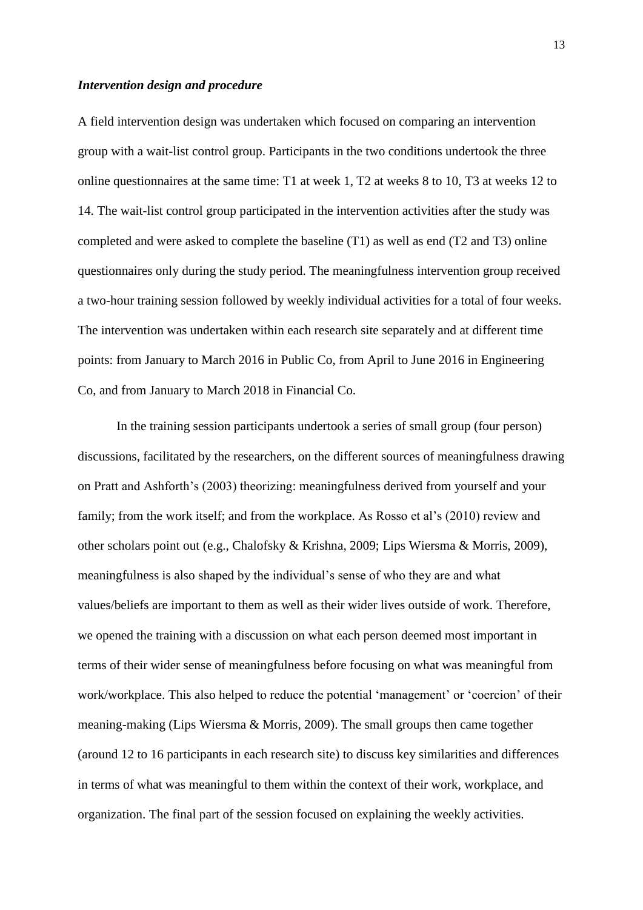### *Intervention design and procedure*

A field intervention design was undertaken which focused on comparing an intervention group with a wait-list control group. Participants in the two conditions undertook the three online questionnaires at the same time: T1 at week 1, T2 at weeks 8 to 10, T3 at weeks 12 to 14. The wait-list control group participated in the intervention activities after the study was completed and were asked to complete the baseline (T1) as well as end (T2 and T3) online questionnaires only during the study period. The meaningfulness intervention group received a two-hour training session followed by weekly individual activities for a total of four weeks. The intervention was undertaken within each research site separately and at different time points: from January to March 2016 in Public Co, from April to June 2016 in Engineering Co, and from January to March 2018 in Financial Co.

In the training session participants undertook a series of small group (four person) discussions, facilitated by the researchers, on the different sources of meaningfulness drawing on Pratt and Ashforth's (2003) theorizing: meaningfulness derived from yourself and your family; from the work itself; and from the workplace. As Rosso et al's (2010) review and other scholars point out (e.g., Chalofsky & Krishna, 2009; Lips Wiersma & Morris, 2009), meaningfulness is also shaped by the individual's sense of who they are and what values/beliefs are important to them as well as their wider lives outside of work. Therefore, we opened the training with a discussion on what each person deemed most important in terms of their wider sense of meaningfulness before focusing on what was meaningful from work/workplace. This also helped to reduce the potential 'management' or 'coercion' of their meaning-making (Lips Wiersma & Morris, 2009). The small groups then came together (around 12 to 16 participants in each research site) to discuss key similarities and differences in terms of what was meaningful to them within the context of their work, workplace, and organization. The final part of the session focused on explaining the weekly activities.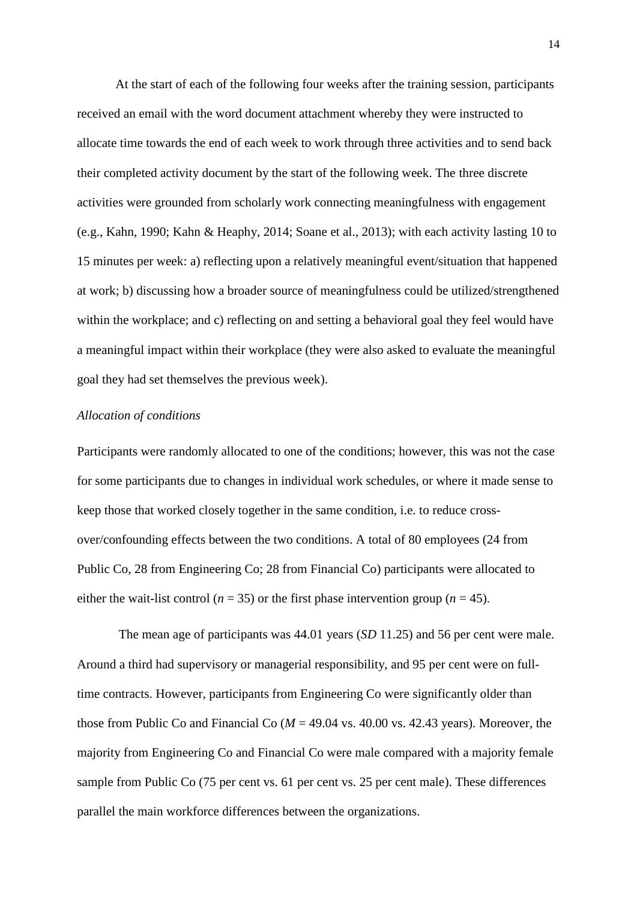At the start of each of the following four weeks after the training session, participants received an email with the word document attachment whereby they were instructed to allocate time towards the end of each week to work through three activities and to send back their completed activity document by the start of the following week. The three discrete activities were grounded from scholarly work connecting meaningfulness with engagement (e.g., Kahn, 1990; Kahn & Heaphy, 2014; Soane et al., 2013); with each activity lasting 10 to 15 minutes per week: a) reflecting upon a relatively meaningful event/situation that happened at work; b) discussing how a broader source of meaningfulness could be utilized/strengthened within the workplace; and c) reflecting on and setting a behavioral goal they feel would have a meaningful impact within their workplace (they were also asked to evaluate the meaningful goal they had set themselves the previous week).

*Allocation of conditions*

Participants were randomly allocated to one of the conditions; however, this was not the case for some participants due to changes in individual work schedules, or where it made sense to keep those that worked closely together in the same condition, i.e. to reduce cross-over/confounding effects between the two conditions. A total of 80 employees (24 from Public Co, 28 from Engineering Co; 28 from Financial Co) participants were allocated to either the wait-list control ($n$ = 35) or the first phase intervention group ($n$ = 45).

The mean age of participants was 44.01 years (*SD* 11.25) and 56 per cent were male. Around a third had supervisory or managerial responsibility, and 95 per cent were on full-time contracts. However, participants from Engineering Co were significantly older than those from Public Co and Financial Co ($M$ = 49.04 vs. 40.00 vs. 42.43 years). Moreover, the majority from Engineering Co and Financial Co were male compared with a majority female sample from Public Co (75 per cent vs. 61 per cent vs. 25 per cent male). These differences parallel the main workforce differences between the organizations.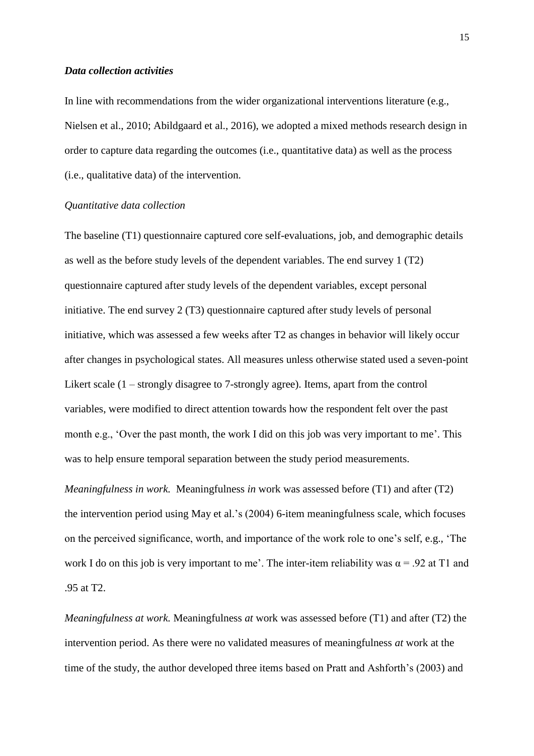### *Data collection activities*

In line with recommendations from the wider organizational interventions literature (e.g., Nielsen et al., 2010; Abildgaard et al., 2016), we adopted a mixed methods research design in order to capture data regarding the outcomes (i.e., quantitative data) as well as the process (i.e., qualitative data) of the intervention.

*Quantitative data collection*

The baseline (T1) questionnaire captured core self-evaluations, job, and demographic details as well as the before study levels of the dependent variables. The end survey 1 (T2) questionnaire captured after study levels of the dependent variables, except personal initiative. The end survey 2 (T3) questionnaire captured after study levels of personal initiative, which was assessed a few weeks after T2 as changes in behavior will likely occur after changes in psychological states. All measures unless otherwise stated used a seven-point Likert scale (1 – strongly disagree to 7-strongly agree). Items, apart from the control variables, were modified to direct attention towards how the respondent felt over the past month e.g., 'Over the past month, the work I did on this job was very important to me'. This was to help ensure temporal separation between the study period measurements.

*Meaningfulness in work.* Meaningfulness *in* work was assessed before (T1) and after (T2) the intervention period using May et al.'s (2004) 6-item meaningfulness scale, which focuses on the perceived significance, worth, and importance of the work role to one's self, e.g., 'The work I do on this job is very important to me'. The inter-item reliability was $\alpha = .92$ at T1 and .95 at T2.

*Meaningfulness at work.* Meaningfulness *at* work was assessed before (T1) and after (T2) the intervention period. As there were no validated measures of meaningfulness *at* work at the time of the study, the author developed three items based on Pratt and Ashforth's (2003) and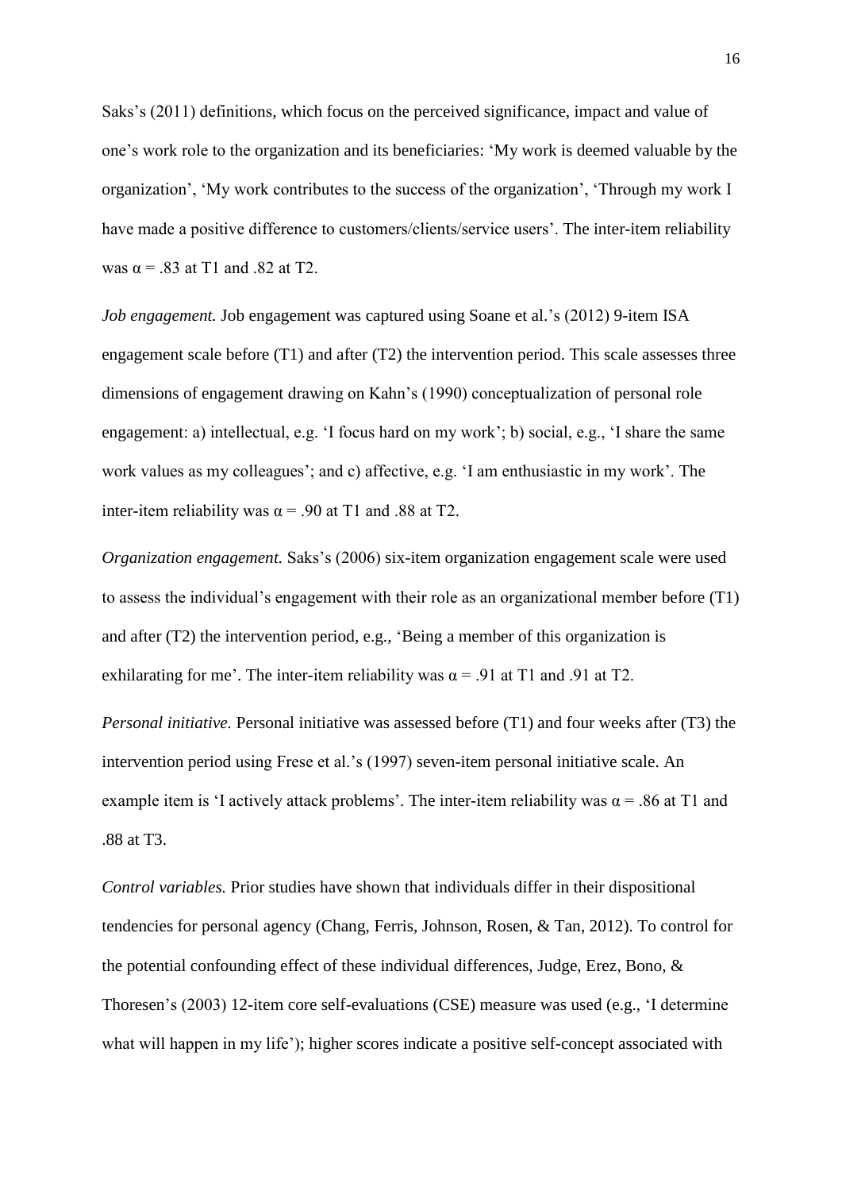Saks's (2011) definitions, which focus on the perceived significance, impact and value of one's work role to the organization and its beneficiaries: 'My work is deemed valuable by the organization', 'My work contributes to the success of the organization', 'Through my work I have made a positive difference to customers/clients/service users'. The inter-item reliability was $\alpha = .83$ at T1 and .82 at T2.

*Job engagement.* Job engagement was captured using Soane et al.'s (2012) 9-item ISA engagement scale before (T1) and after (T2) the intervention period. This scale assesses three dimensions of engagement drawing on Kahn's (1990) conceptualization of personal role engagement: a) intellectual, e.g. 'I focus hard on my work'; b) social, e.g., 'I share the same work values as my colleagues'; and c) affective, e.g. 'I am enthusiastic in my work'. The inter-item reliability was $\alpha = .90$ at T1 and .88 at T2.

*Organization engagement.* Saks's (2006) six-item organization engagement scale were used to assess the individual's engagement with their role as an organizational member before (T1) and after (T2) the intervention period, e.g., 'Being a member of this organization is exhilarating for me'. The inter-item reliability was $\alpha = .91$ at T1 and .91 at T2.

*Personal initiative.* Personal initiative was assessed before (T1) and four weeks after (T3) the intervention period using Frese et al.'s (1997) seven-item personal initiative scale. An example item is 'I actively attack problems'. The inter-item reliability was $\alpha = .86$ at T1 and .88 at T3.

*Control variables.* Prior studies have shown that individuals differ in their dispositional tendencies for personal agency (Chang, Ferris, Johnson, Rosen, & Tan, 2012). To control for the potential confounding effect of these individual differences, Judge, Erez, Bono, & Thoresen's (2003) 12-item core self-evaluations (CSE) measure was used (e.g., 'I determine what will happen in my life'); higher scores indicate a positive self-concept associated with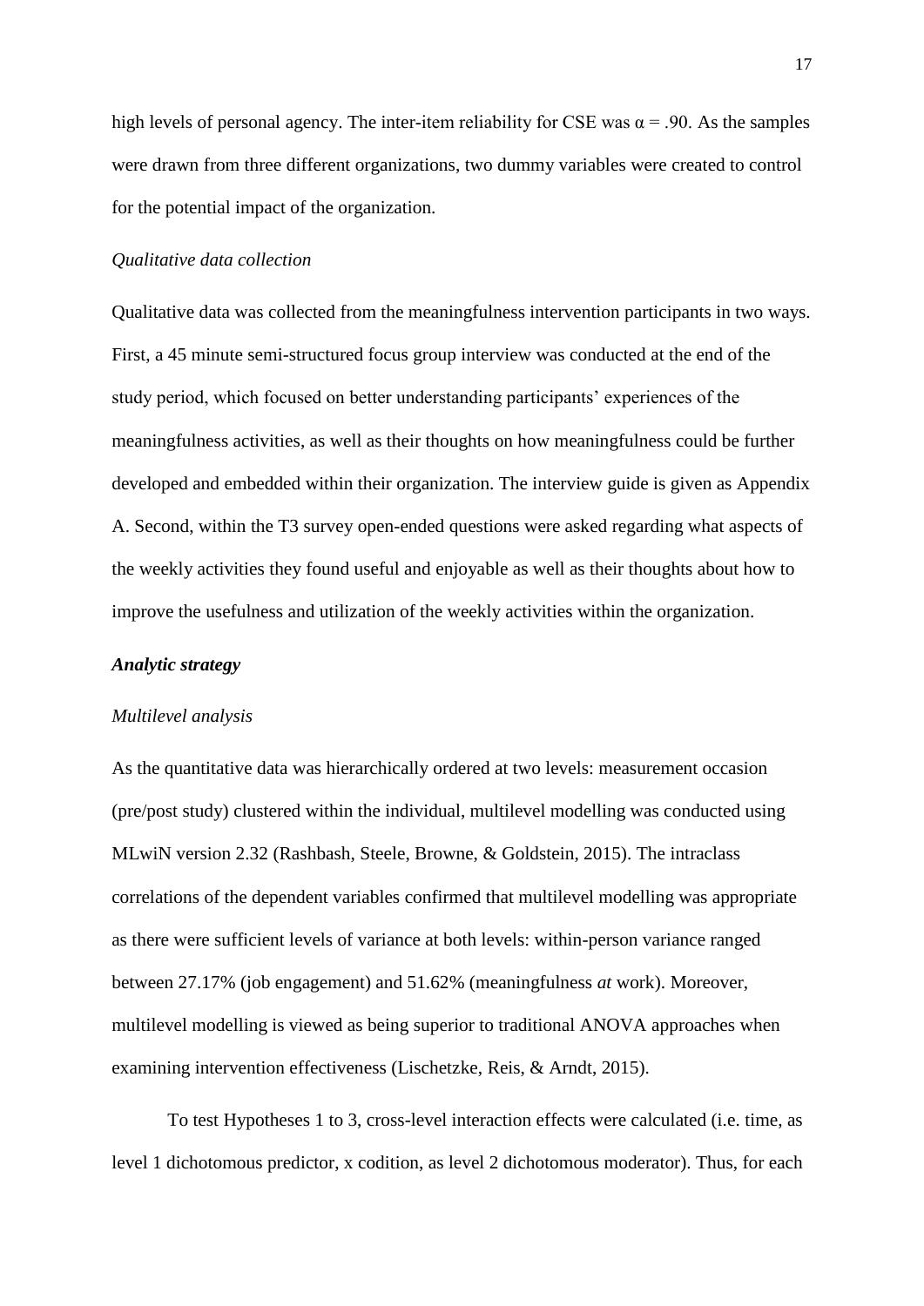high levels of personal agency. The inter-item reliability for CSE was $\alpha = .90$. As the samples were drawn from three different organizations, two dummy variables were created to control for the potential impact of the organization.

*Qualitative data collection*

Qualitative data was collected from the meaningfulness intervention participants in two ways. First, a 45 minute semi-structured focus group interview was conducted at the end of the study period, which focused on better understanding participants' experiences of the meaningfulness activities, as well as their thoughts on how meaningfulness could be further developed and embedded within their organization. The interview guide is given as Appendix A. Second, within the T3 survey open-ended questions were asked regarding what aspects of the weekly activities they found useful and enjoyable as well as their thoughts about how to improve the usefulness and utilization of the weekly activities within the organization.

***Analytic strategy***

*Multilevel analysis*

As the quantitative data was hierarchically ordered at two levels: measurement occasion (pre/post study) clustered within the individual, multilevel modelling was conducted using MLwiN version 2.32 (Rashbash, Steele, Browne, & Goldstein, 2015). The intraclass correlations of the dependent variables confirmed that multilevel modelling was appropriate as there were sufficient levels of variance at both levels: within-person variance ranged between 27.17% (job engagement) and 51.62% (meaningfulness *at* work). Moreover, multilevel modelling is viewed as being superior to traditional ANOVA approaches when examining intervention effectiveness (Lischetzke, Reis, & Arndt, 2015).

To test Hypotheses 1 to 3, cross-level interaction effects were calculated (i.e. time, as level 1 dichotomous predictor, x codition, as level 2 dichotomous moderator). Thus, for each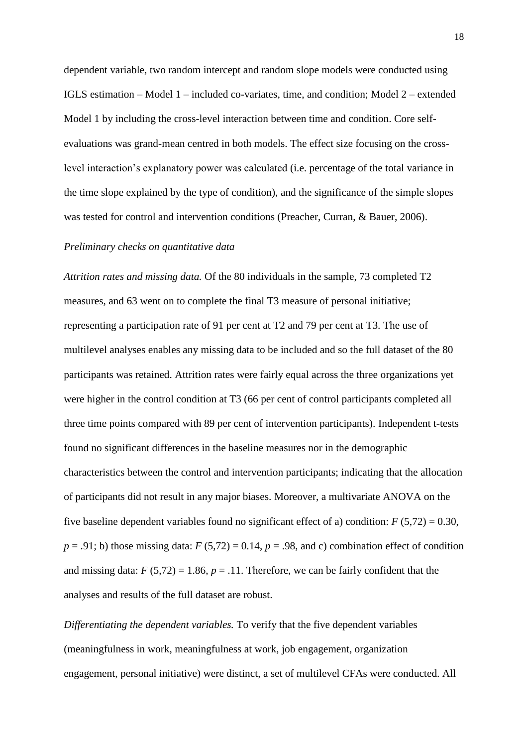dependent variable, two random intercept and random slope models were conducted using IGLS estimation – Model 1 – included co-variates, time, and condition; Model 2 – extended Model 1 by including the cross-level interaction between time and condition. Core self-evaluations was grand-mean centred in both models. The effect size focusing on the cross-level interaction's explanatory power was calculated (i.e. percentage of the total variance in the time slope explained by the type of condition), and the significance of the simple slopes was tested for control and intervention conditions (Preacher, Curran, & Bauer, 2006).

*Preliminary checks on quantitative data*

*Attrition rates and missing data.* Of the 80 individuals in the sample, 73 completed T2 measures, and 63 went on to complete the final T3 measure of personal initiative; representing a participation rate of 91 per cent at T2 and 79 per cent at T3. The use of multilevel analyses enables any missing data to be included and so the full dataset of the 80 participants was retained. Attrition rates were fairly equal across the three organizations yet were higher in the control condition at T3 (66 per cent of control participants completed all three time points compared with 89 per cent of intervention participants). Independent t-tests found no significant differences in the baseline measures nor in the demographic characteristics between the control and intervention participants; indicating that the allocation of participants did not result in any major biases. Moreover, a multivariate ANOVA on the five baseline dependent variables found no significant effect of a) condition: $F$ (5,72) = 0.30, $p$ = .91; b) those missing data: $F$ (5,72) = 0.14, $p$ = .98, and c) combination effect of condition and missing data: $F$ (5,72) = 1.86, $p$ = .11. Therefore, we can be fairly confident that the analyses and results of the full dataset are robust.

*Differentiating the dependent variables.* To verify that the five dependent variables (meaningfulness in work, meaningfulness at work, job engagement, organization engagement, personal initiative) were distinct, a set of multilevel CFAs were conducted. All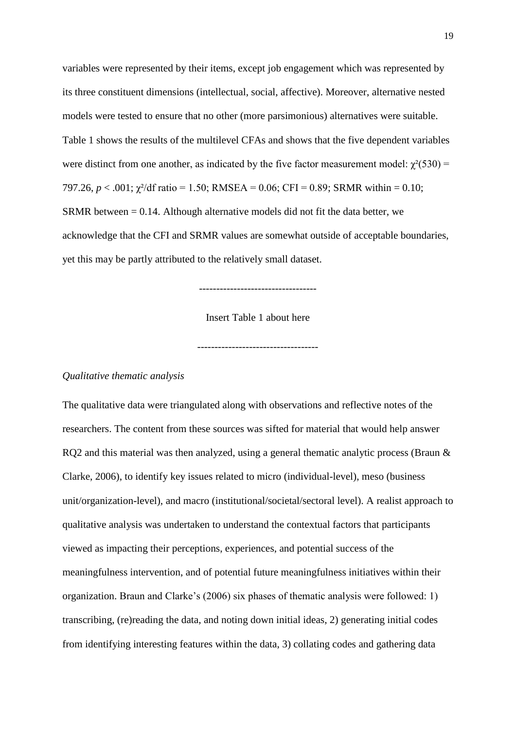variables were represented by their items, except job engagement which was represented by its three constituent dimensions (intellectual, social, affective). Moreover, alternative nested models were tested to ensure that no other (more parsimonious) alternatives were suitable. Table 1 shows the results of the multilevel CFAs and shows that the five dependent variables were distinct from one another, as indicated by the five factor measurement model: $\chi^2(530) = 797.26$, $p < .001$; $\chi^2/df$ ratio = 1.50; RMSEA = 0.06; CFI = 0.89; SRMR within = 0.10; SRMR between = 0.14. Although alternative models did not fit the data better, we acknowledge that the CFI and SRMR values are somewhat outside of acceptable boundaries, yet this may be partly attributed to the relatively small dataset.

---------------------------------

Insert Table 1 about here

----------------------------------

*Qualitative thematic analysis*

The qualitative data were triangulated along with observations and reflective notes of the researchers. The content from these sources was sifted for material that would help answer RQ2 and this material was then analyzed, using a general thematic analytic process (Braun & Clarke, 2006), to identify key issues related to micro (individual-level), meso (business unit/organization-level), and macro (institutional/societal/sectoral level). A realist approach to qualitative analysis was undertaken to understand the contextual factors that participants viewed as impacting their perceptions, experiences, and potential success of the meaningfulness intervention, and of potential future meaningfulness initiatives within their organization. Braun and Clarke's (2006) six phases of thematic analysis were followed: 1) transcribing, (re)reading the data, and noting down initial ideas, 2) generating initial codes from identifying interesting features within the data, 3) collating codes and gathering data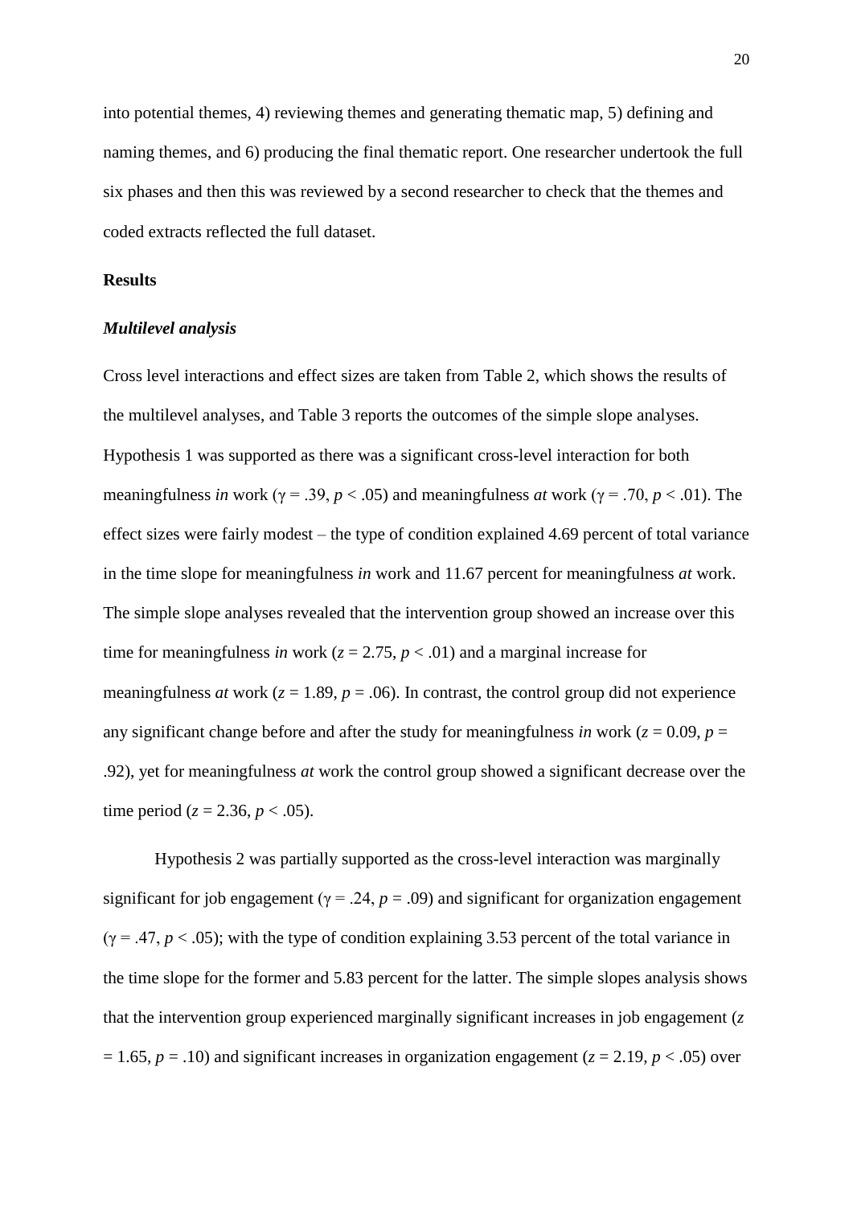into potential themes, 4) reviewing themes and generating thematic map, 5) defining and naming themes, and 6) producing the final thematic report. One researcher undertook the full six phases and then this was reviewed by a second researcher to check that the themes and coded extracts reflected the full dataset.

## Results

### *Multilevel analysis*

Cross level interactions and effect sizes are taken from Table 2, which shows the results of the multilevel analyses, and Table 3 reports the outcomes of the simple slope analyses. Hypothesis 1 was supported as there was a significant cross-level interaction for both meaningfulness *in* work ($\gamma = .39$, $p < .05$) and meaningfulness *at* work ($\gamma = .70$, $p < .01$). The effect sizes were fairly modest – the type of condition explained 4.69 percent of total variance in the time slope for meaningfulness *in* work and 11.67 percent for meaningfulness *at* work. The simple slope analyses revealed that the intervention group showed an increase over this time for meaningfulness *in* work ($z = 2.75$, $p < .01$) and a marginal increase for meaningfulness *at* work ($z = 1.89$, $p = .06$). In contrast, the control group did not experience any significant change before and after the study for meaningfulness *in* work ($z = 0.09$, $p = .92$), yet for meaningfulness *at* work the control group showed a significant decrease over the time period ($z = 2.36$, $p < .05$).

Hypothesis 2 was partially supported as the cross-level interaction was marginally significant for job engagement ($\gamma = .24$, $p = .09$) and significant for organization engagement ($\gamma = .47$, $p < .05$); with the type of condition explaining 3.53 percent of the total variance in the time slope for the former and 5.83 percent for the latter. The simple slopes analysis shows that the intervention group experienced marginally significant increases in job engagement ($z = 1.65$, $p = .10$) and significant increases in organization engagement ($z = 2.19$, $p < .05$) over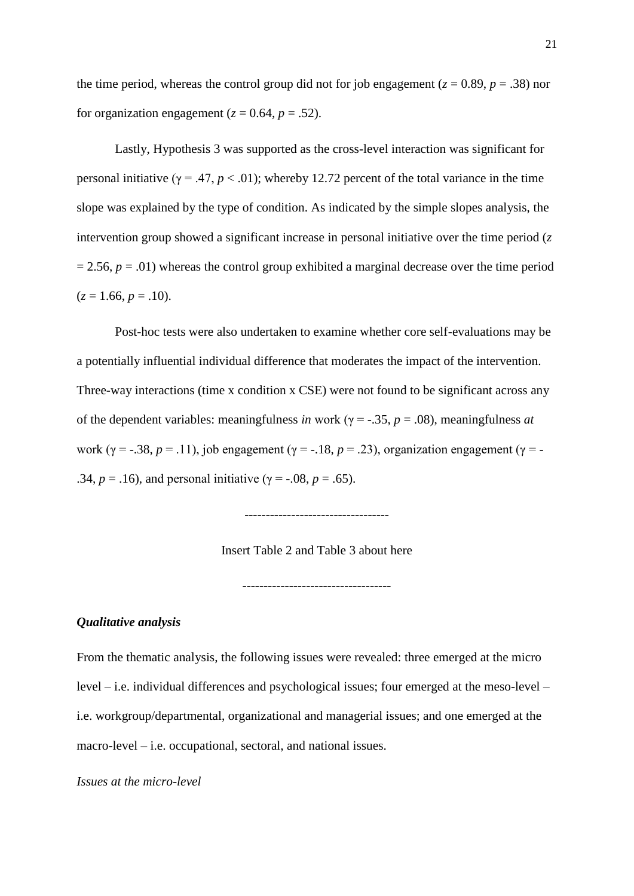the time period, whereas the control group did not for job engagement ($z = 0.89$, $p = .38$) nor for organization engagement ($z = 0.64$, $p = .52$).

Lastly, Hypothesis 3 was supported as the cross-level interaction was significant for personal initiative ($\gamma = .47$, $p < .01$); whereby 12.72 percent of the total variance in the time slope was explained by the type of condition. As indicated by the simple slopes analysis, the intervention group showed a significant increase in personal initiative over the time period ($z = 2.56$, $p = .01$) whereas the control group exhibited a marginal decrease over the time period ($z = 1.66$, $p = .10$).

Post-hoc tests were also undertaken to examine whether core self-evaluations may be a potentially influential individual difference that moderates the impact of the intervention. Three-way interactions (time x condition x CSE) were not found to be significant across any of the dependent variables: meaningfulness *in* work ($\gamma = -.35$, $p = .08$), meaningfulness *at* work ($\gamma = -.38$, $p = .11$), job engagement ($\gamma = -.18$, $p = .23$), organization engagement ($\gamma = -.34$, $p = .16$), and personal initiative ($\gamma = -.08$, $p = .65$).

---------------------------------

Insert Table 2 and Table 3 about here

---------------------------------

***Qualitative analysis***

From the thematic analysis, the following issues were revealed: three emerged at the micro level – i.e. individual differences and psychological issues; four emerged at the meso-level – i.e. workgroup/departmental, organizational and managerial issues; and one emerged at the macro-level – i.e. occupational, sectoral, and national issues.

*Issues at the micro-level*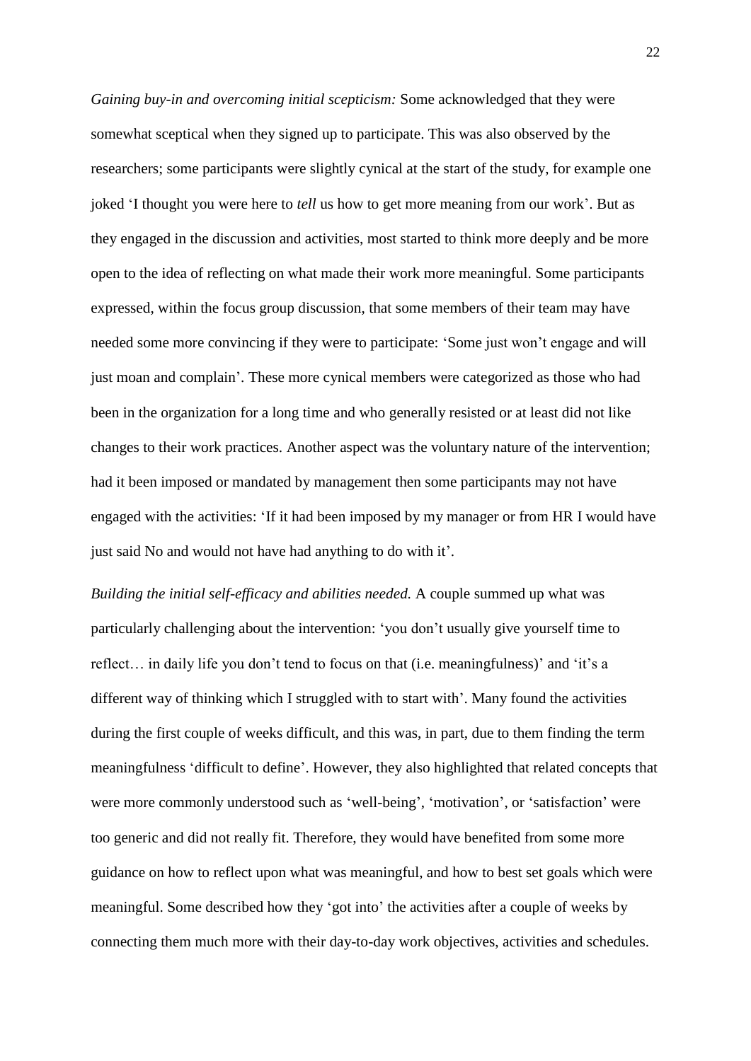*Gaining buy-in and overcoming initial scepticism:* Some acknowledged that they were somewhat sceptical when they signed up to participate. This was also observed by the researchers; some participants were slightly cynical at the start of the study, for example one joked 'I thought you were here to *tell* us how to get more meaning from our work'. But as they engaged in the discussion and activities, most started to think more deeply and be more open to the idea of reflecting on what made their work more meaningful. Some participants expressed, within the focus group discussion, that some members of their team may have needed some more convincing if they were to participate: 'Some just won't engage and will just moan and complain'. These more cynical members were categorized as those who had been in the organization for a long time and who generally resisted or at least did not like changes to their work practices. Another aspect was the voluntary nature of the intervention; had it been imposed or mandated by management then some participants may not have engaged with the activities: 'If it had been imposed by my manager or from HR I would have just said No and would not have had anything to do with it'.

*Building the initial self-efficacy and abilities needed.* A couple summed up what was particularly challenging about the intervention: 'you don't usually give yourself time to reflect… in daily life you don't tend to focus on that (i.e. meaningfulness)' and 'it's a different way of thinking which I struggled with to start with'. Many found the activities during the first couple of weeks difficult, and this was, in part, due to them finding the term meaningfulness 'difficult to define'. However, they also highlighted that related concepts that were more commonly understood such as 'well-being', 'motivation', or 'satisfaction' were too generic and did not really fit. Therefore, they would have benefited from some more guidance on how to reflect upon what was meaningful, and how to best set goals which were meaningful. Some described how they 'got into' the activities after a couple of weeks by connecting them much more with their day-to-day work objectives, activities and schedules.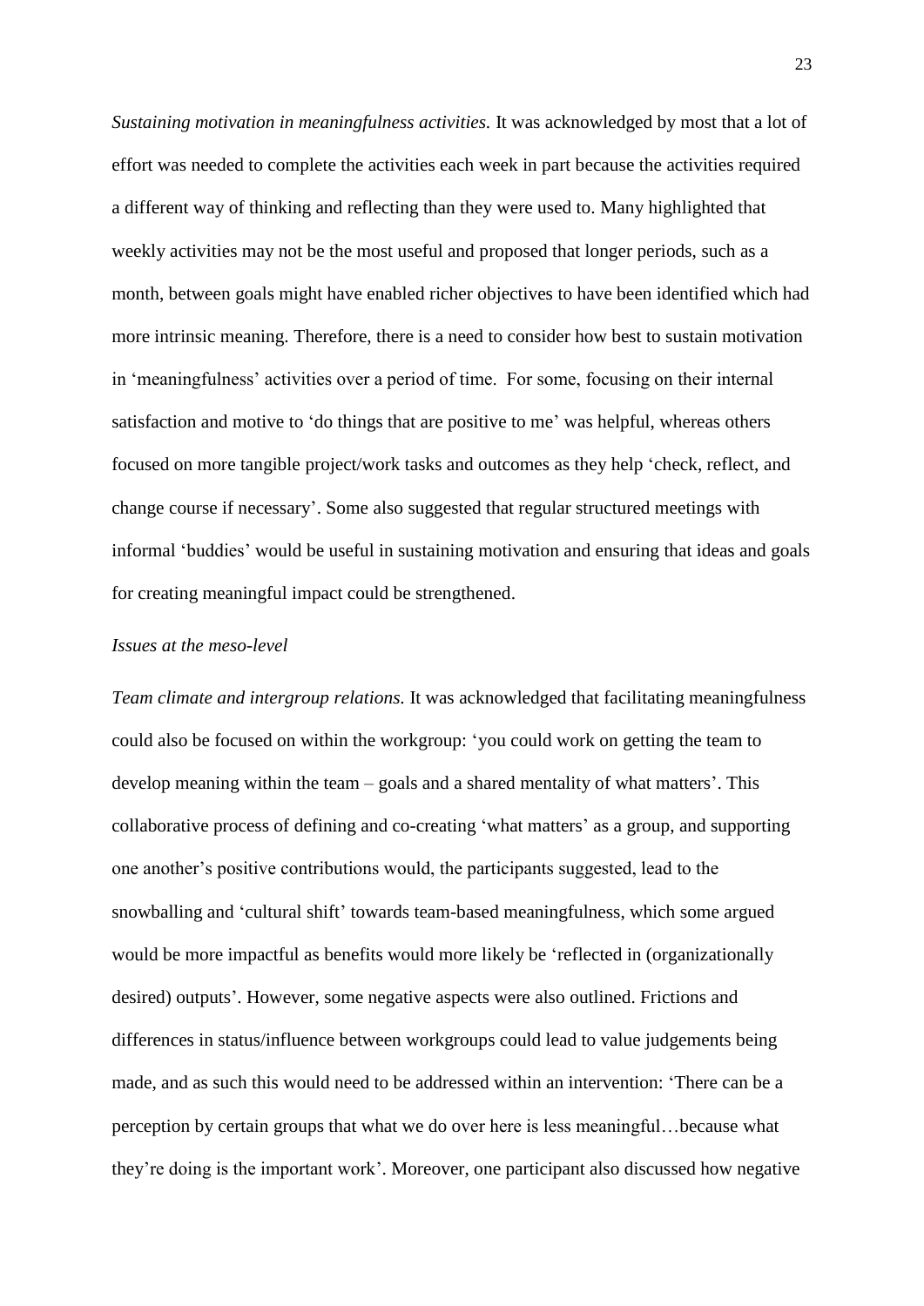*Sustaining motivation in meaningfulness activities.* It was acknowledged by most that a lot of effort was needed to complete the activities each week in part because the activities required a different way of thinking and reflecting than they were used to. Many highlighted that weekly activities may not be the most useful and proposed that longer periods, such as a month, between goals might have enabled richer objectives to have been identified which had more intrinsic meaning. Therefore, there is a need to consider how best to sustain motivation in 'meaningfulness' activities over a period of time. For some, focusing on their internal satisfaction and motive to 'do things that are positive to me' was helpful, whereas others focused on more tangible project/work tasks and outcomes as they help 'check, reflect, and change course if necessary'. Some also suggested that regular structured meetings with informal 'buddies' would be useful in sustaining motivation and ensuring that ideas and goals for creating meaningful impact could be strengthened.

*Issues at the meso-level*

*Team climate and intergroup relations.* It was acknowledged that facilitating meaningfulness could also be focused on within the workgroup: 'you could work on getting the team to develop meaning within the team – goals and a shared mentality of what matters'. This collaborative process of defining and co-creating 'what matters' as a group, and supporting one another's positive contributions would, the participants suggested, lead to the snowballing and 'cultural shift' towards team-based meaningfulness, which some argued would be more impactful as benefits would more likely be 'reflected in (organizationally desired) outputs'. However, some negative aspects were also outlined. Frictions and differences in status/influence between workgroups could lead to value judgements being made, and as such this would need to be addressed within an intervention: 'There can be a perception by certain groups that what we do over here is less meaningful…because what they're doing is the important work'. Moreover, one participant also discussed how negative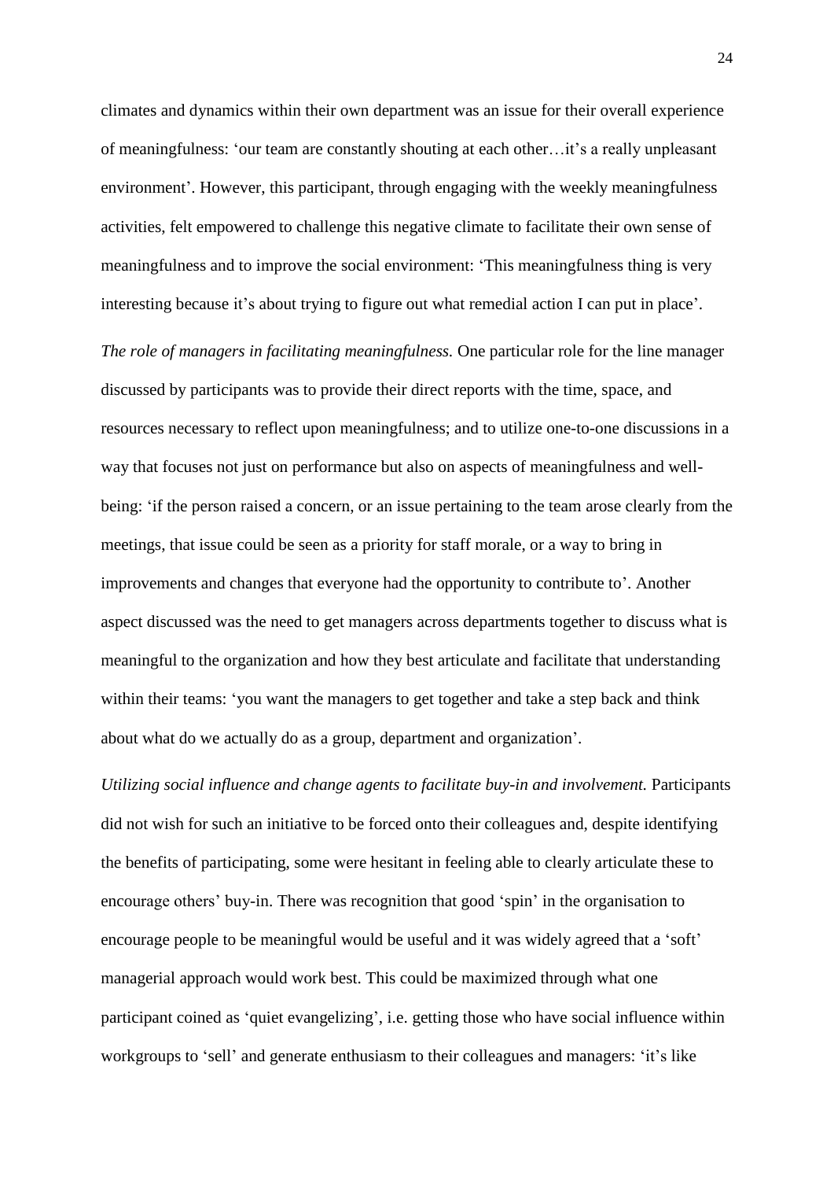climates and dynamics within their own department was an issue for their overall experience of meaningfulness: 'our team are constantly shouting at each other…it's a really unpleasant environment'. However, this participant, through engaging with the weekly meaningfulness activities, felt empowered to challenge this negative climate to facilitate their own sense of meaningfulness and to improve the social environment: 'This meaningfulness thing is very interesting because it's about trying to figure out what remedial action I can put in place'.

*The role of managers in facilitating meaningfulness.* One particular role for the line manager discussed by participants was to provide their direct reports with the time, space, and resources necessary to reflect upon meaningfulness; and to utilize one-to-one discussions in a way that focuses not just on performance but also on aspects of meaningfulness and well-being: 'if the person raised a concern, or an issue pertaining to the team arose clearly from the meetings, that issue could be seen as a priority for staff morale, or a way to bring in improvements and changes that everyone had the opportunity to contribute to'. Another aspect discussed was the need to get managers across departments together to discuss what is meaningful to the organization and how they best articulate and facilitate that understanding within their teams: 'you want the managers to get together and take a step back and think about what do we actually do as a group, department and organization'.

*Utilizing social influence and change agents to facilitate buy-in and involvement.* Participants did not wish for such an initiative to be forced onto their colleagues and, despite identifying the benefits of participating, some were hesitant in feeling able to clearly articulate these to encourage others' buy-in. There was recognition that good 'spin' in the organisation to encourage people to be meaningful would be useful and it was widely agreed that a 'soft' managerial approach would work best. This could be maximized through what one participant coined as 'quiet evangelizing', i.e. getting those who have social influence within workgroups to 'sell' and generate enthusiasm to their colleagues and managers: 'it's like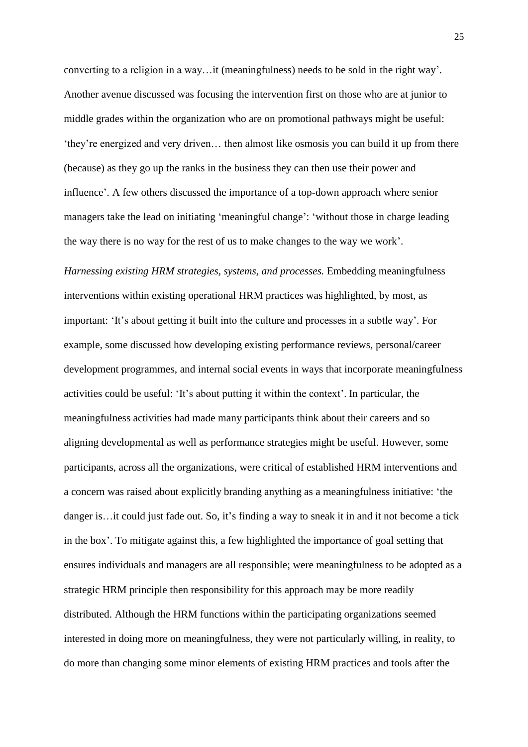converting to a religion in a way…it (meaningfulness) needs to be sold in the right way'. Another avenue discussed was focusing the intervention first on those who are at junior to middle grades within the organization who are on promotional pathways might be useful: 'they're energized and very driven… then almost like osmosis you can build it up from there (because) as they go up the ranks in the business they can then use their power and influence'. A few others discussed the importance of a top-down approach where senior managers take the lead on initiating 'meaningful change': 'without those in charge leading the way there is no way for the rest of us to make changes to the way we work'.

*Harnessing existing HRM strategies, systems, and processes.* Embedding meaningfulness interventions within existing operational HRM practices was highlighted, by most, as important: 'It's about getting it built into the culture and processes in a subtle way'. For example, some discussed how developing existing performance reviews, personal/career development programmes, and internal social events in ways that incorporate meaningfulness activities could be useful: 'It's about putting it within the context'. In particular, the meaningfulness activities had made many participants think about their careers and so aligning developmental as well as performance strategies might be useful. However, some participants, across all the organizations, were critical of established HRM interventions and a concern was raised about explicitly branding anything as a meaningfulness initiative: 'the danger is…it could just fade out. So, it's finding a way to sneak it in and it not become a tick in the box'. To mitigate against this, a few highlighted the importance of goal setting that ensures individuals and managers are all responsible; were meaningfulness to be adopted as a strategic HRM principle then responsibility for this approach may be more readily distributed. Although the HRM functions within the participating organizations seemed interested in doing more on meaningfulness, they were not particularly willing, in reality, to do more than changing some minor elements of existing HRM practices and tools after the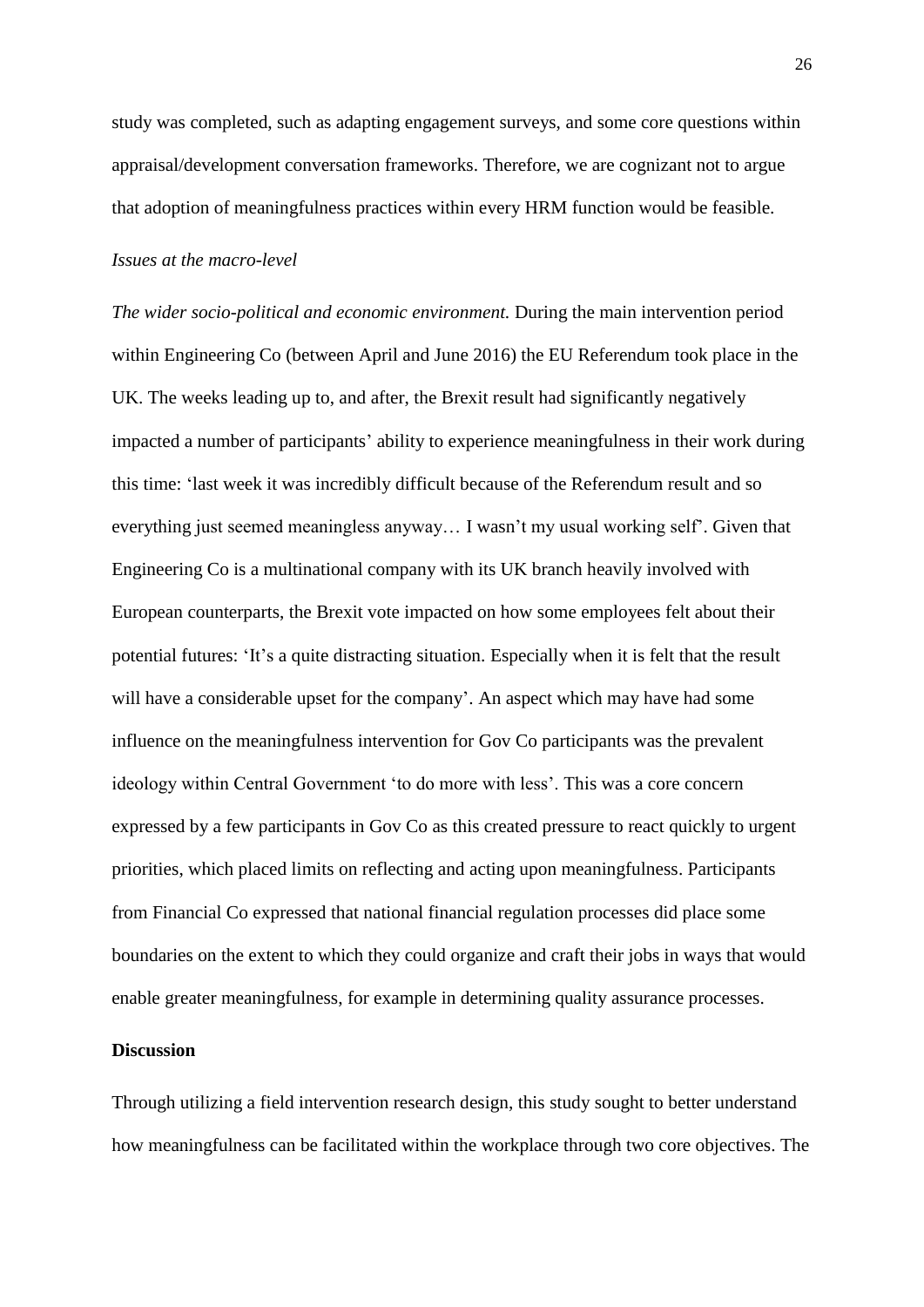study was completed, such as adapting engagement surveys, and some core questions within appraisal/development conversation frameworks. Therefore, we are cognizant not to argue that adoption of meaningfulness practices within every HRM function would be feasible.

*Issues at the macro-level*

*The wider socio-political and economic environment.* During the main intervention period within Engineering Co (between April and June 2016) the EU Referendum took place in the UK. The weeks leading up to, and after, the Brexit result had significantly negatively impacted a number of participants' ability to experience meaningfulness in their work during this time: 'last week it was incredibly difficult because of the Referendum result and so everything just seemed meaningless anyway… I wasn't my usual working self'. Given that Engineering Co is a multinational company with its UK branch heavily involved with European counterparts, the Brexit vote impacted on how some employees felt about their potential futures: 'It's a quite distracting situation. Especially when it is felt that the result will have a considerable upset for the company'. An aspect which may have had some influence on the meaningfulness intervention for Gov Co participants was the prevalent ideology within Central Government 'to do more with less'. This was a core concern expressed by a few participants in Gov Co as this created pressure to react quickly to urgent priorities, which placed limits on reflecting and acting upon meaningfulness. Participants from Financial Co expressed that national financial regulation processes did place some boundaries on the extent to which they could organize and craft their jobs in ways that would enable greater meaningfulness, for example in determining quality assurance processes.

## Discussion

Through utilizing a field intervention research design, this study sought to better understand how meaningfulness can be facilitated within the workplace through two core objectives. The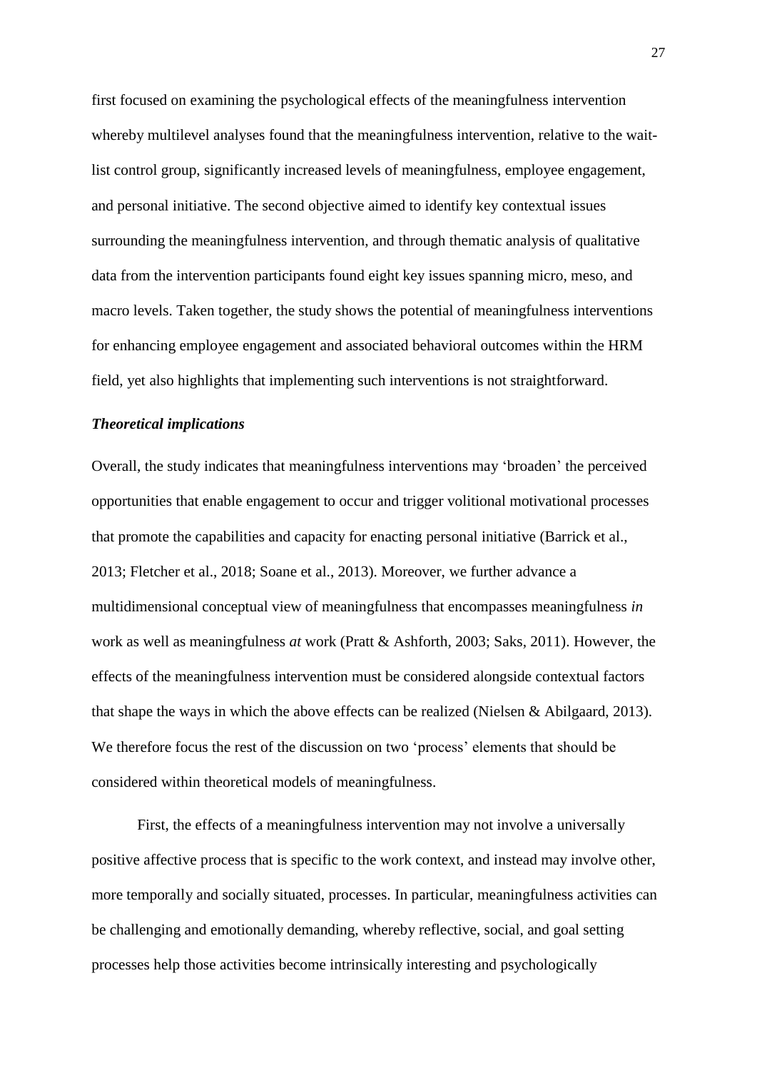first focused on examining the psychological effects of the meaningfulness intervention whereby multilevel analyses found that the meaningfulness intervention, relative to the wait-list control group, significantly increased levels of meaningfulness, employee engagement, and personal initiative. The second objective aimed to identify key contextual issues surrounding the meaningfulness intervention, and through thematic analysis of qualitative data from the intervention participants found eight key issues spanning micro, meso, and macro levels. Taken together, the study shows the potential of meaningfulness interventions for enhancing employee engagement and associated behavioral outcomes within the HRM field, yet also highlights that implementing such interventions is not straightforward.

### *Theoretical implications*

Overall, the study indicates that meaningfulness interventions may 'broaden' the perceived opportunities that enable engagement to occur and trigger volitional motivational processes that promote the capabilities and capacity for enacting personal initiative (Barrick et al., 2013; Fletcher et al., 2018; Soane et al., 2013). Moreover, we further advance a multidimensional conceptual view of meaningfulness that encompasses meaningfulness *in* work as well as meaningfulness *at* work (Pratt & Ashforth, 2003; Saks, 2011). However, the effects of the meaningfulness intervention must be considered alongside contextual factors that shape the ways in which the above effects can be realized (Nielsen & Abilgaard, 2013). We therefore focus the rest of the discussion on two 'process' elements that should be considered within theoretical models of meaningfulness.

First, the effects of a meaningfulness intervention may not involve a universally positive affective process that is specific to the work context, and instead may involve other, more temporally and socially situated, processes. In particular, meaningfulness activities can be challenging and emotionally demanding, whereby reflective, social, and goal setting processes help those activities become intrinsically interesting and psychologically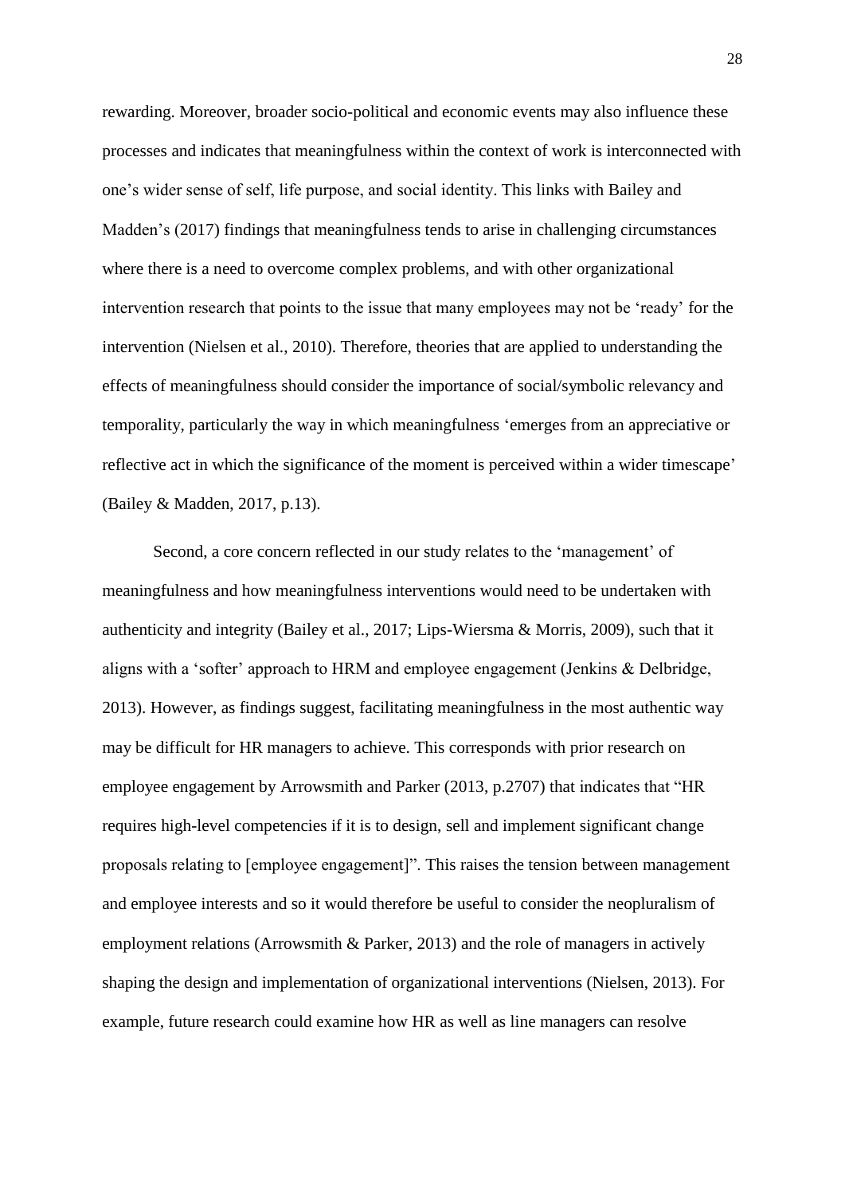rewarding. Moreover, broader socio-political and economic events may also influence these processes and indicates that meaningfulness within the context of work is interconnected with one's wider sense of self, life purpose, and social identity. This links with Bailey and Madden's (2017) findings that meaningfulness tends to arise in challenging circumstances where there is a need to overcome complex problems, and with other organizational intervention research that points to the issue that many employees may not be 'ready' for the intervention (Nielsen et al., 2010). Therefore, theories that are applied to understanding the effects of meaningfulness should consider the importance of social/symbolic relevancy and temporality, particularly the way in which meaningfulness 'emerges from an appreciative or reflective act in which the significance of the moment is perceived within a wider timescape' (Bailey & Madden, 2017, p.13).

Second, a core concern reflected in our study relates to the 'management' of meaningfulness and how meaningfulness interventions would need to be undertaken with authenticity and integrity (Bailey et al., 2017; Lips-Wiersma & Morris, 2009), such that it aligns with a 'softer' approach to HRM and employee engagement (Jenkins & Delbridge, 2013). However, as findings suggest, facilitating meaningfulness in the most authentic way may be difficult for HR managers to achieve. This corresponds with prior research on employee engagement by Arrowsmith and Parker (2013, p.2707) that indicates that "HR requires high-level competencies if it is to design, sell and implement significant change proposals relating to [employee engagement]". This raises the tension between management and employee interests and so it would therefore be useful to consider the neopluralism of employment relations (Arrowsmith & Parker, 2013) and the role of managers in actively shaping the design and implementation of organizational interventions (Nielsen, 2013). For example, future research could examine how HR as well as line managers can resolve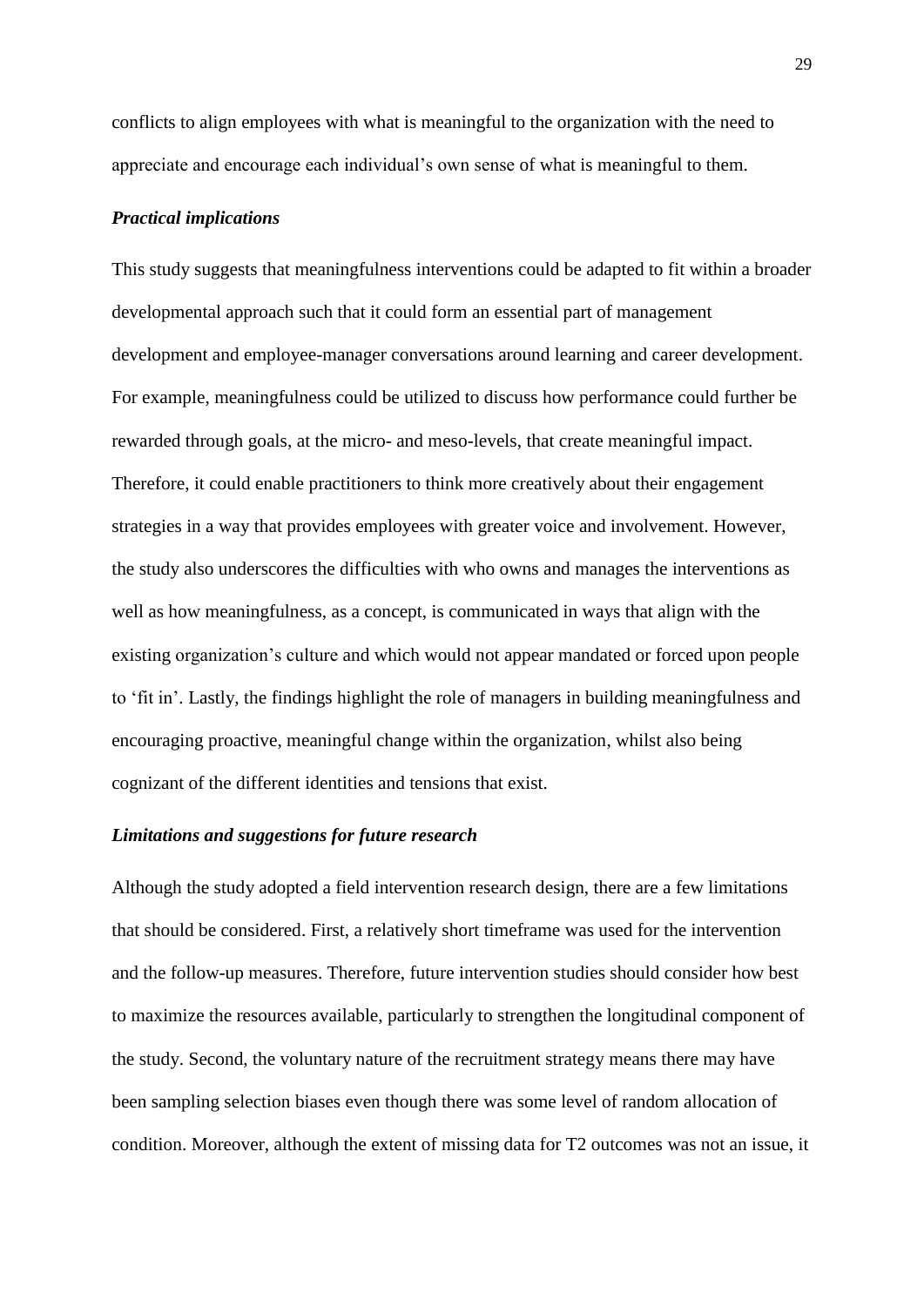conflicts to align employees with what is meaningful to the organization with the need to appreciate and encourage each individual's own sense of what is meaningful to them.

### *Practical implications*

This study suggests that meaningfulness interventions could be adapted to fit within a broader developmental approach such that it could form an essential part of management development and employee-manager conversations around learning and career development. For example, meaningfulness could be utilized to discuss how performance could further be rewarded through goals, at the micro- and meso-levels, that create meaningful impact. Therefore, it could enable practitioners to think more creatively about their engagement strategies in a way that provides employees with greater voice and involvement. However, the study also underscores the difficulties with who owns and manages the interventions as well as how meaningfulness, as a concept, is communicated in ways that align with the existing organization's culture and which would not appear mandated or forced upon people to 'fit in'. Lastly, the findings highlight the role of managers in building meaningfulness and encouraging proactive, meaningful change within the organization, whilst also being cognizant of the different identities and tensions that exist.

### *Limitations and suggestions for future research*

Although the study adopted a field intervention research design, there are a few limitations that should be considered. First, a relatively short timeframe was used for the intervention and the follow-up measures. Therefore, future intervention studies should consider how best to maximize the resources available, particularly to strengthen the longitudinal component of the study. Second, the voluntary nature of the recruitment strategy means there may have been sampling selection biases even though there was some level of random allocation of condition. Moreover, although the extent of missing data for T2 outcomes was not an issue, it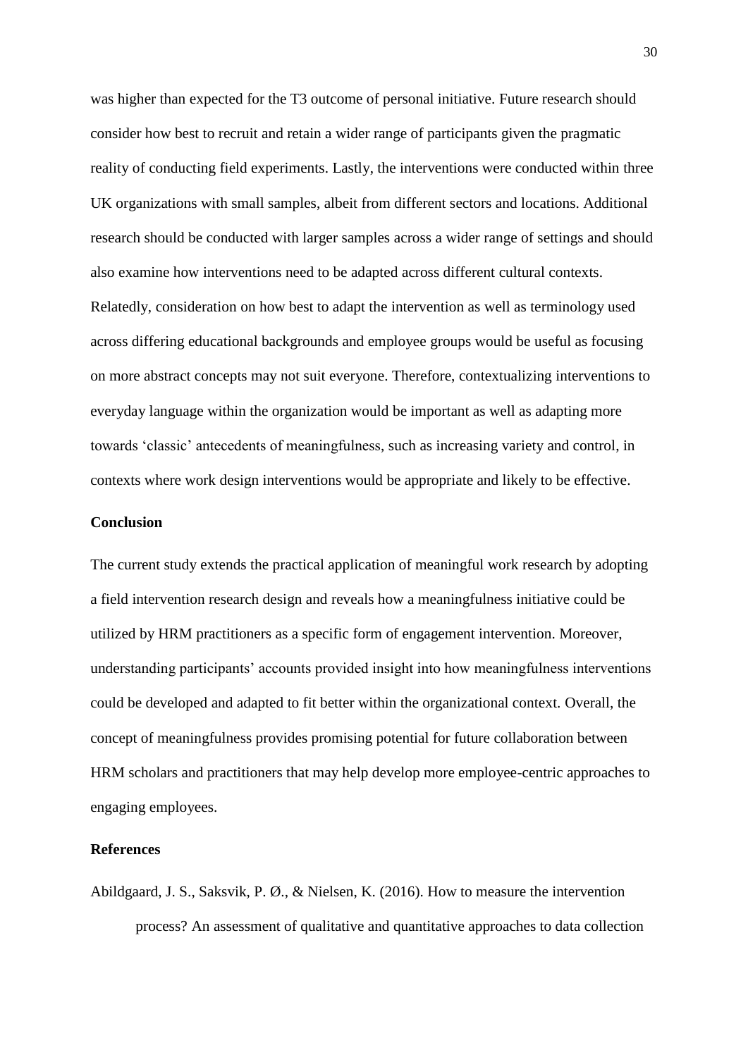was higher than expected for the T3 outcome of personal initiative. Future research should consider how best to recruit and retain a wider range of participants given the pragmatic reality of conducting field experiments. Lastly, the interventions were conducted within three UK organizations with small samples, albeit from different sectors and locations. Additional research should be conducted with larger samples across a wider range of settings and should also examine how interventions need to be adapted across different cultural contexts. Relatedly, consideration on how best to adapt the intervention as well as terminology used across differing educational backgrounds and employee groups would be useful as focusing on more abstract concepts may not suit everyone. Therefore, contextualizing interventions to everyday language within the organization would be important as well as adapting more towards 'classic' antecedents of meaningfulness, such as increasing variety and control, in contexts where work design interventions would be appropriate and likely to be effective.

## Conclusion

The current study extends the practical application of meaningful work research by adopting a field intervention research design and reveals how a meaningfulness initiative could be utilized by HRM practitioners as a specific form of engagement intervention. Moreover, understanding participants' accounts provided insight into how meaningfulness interventions could be developed and adapted to fit better within the organizational context. Overall, the concept of meaningfulness provides promising potential for future collaboration between HRM scholars and practitioners that may help develop more employee-centric approaches to engaging employees.

## References

Abildgaard, J. S., Saksvik, P. Ø., & Nielsen, K. (2016). How to measure the intervention process? An assessment of qualitative and quantitative approaches to data collection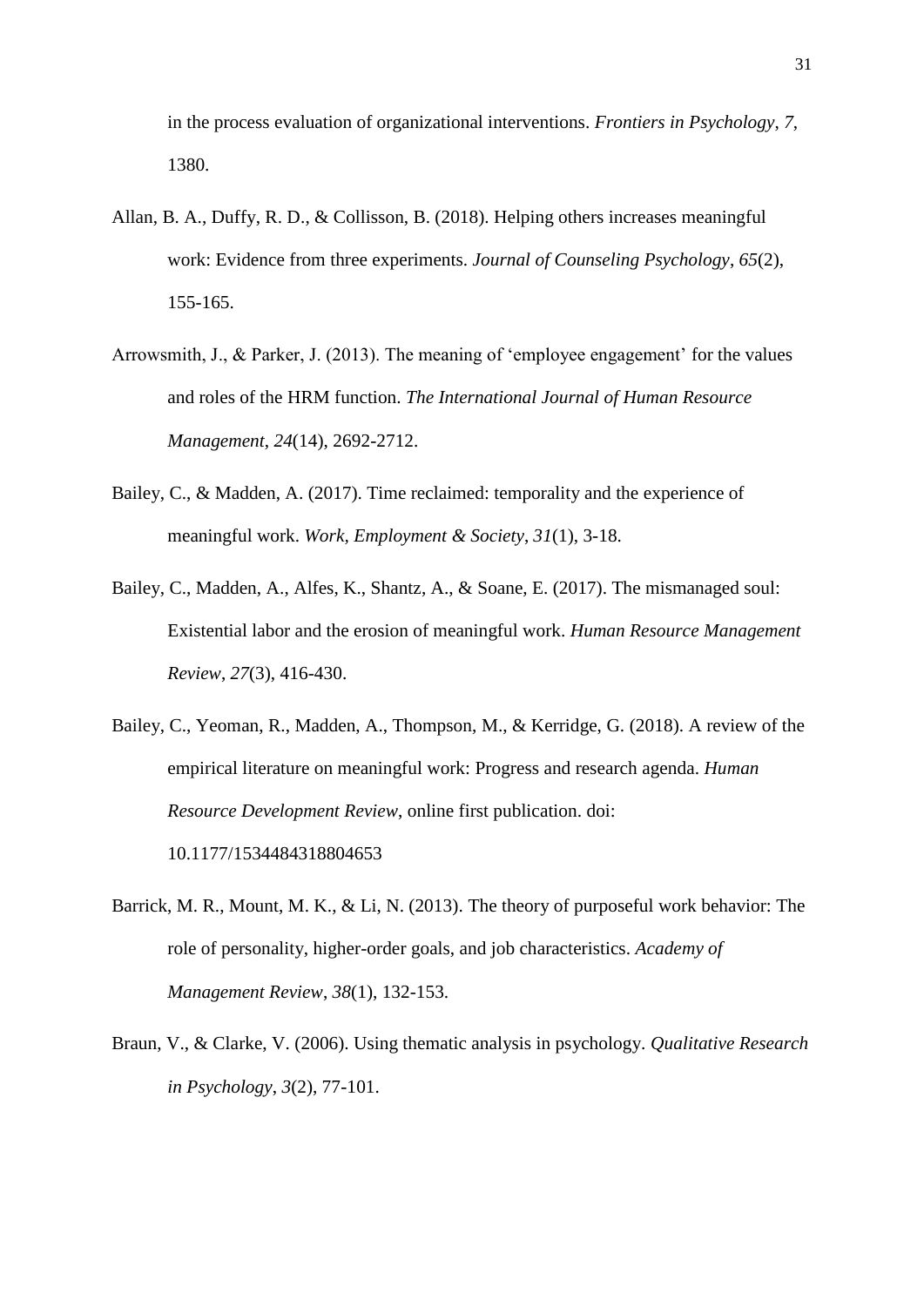in the process evaluation of organizational interventions. *Frontiers in Psychology*, *7*, 1380.

Allan, B. A., Duffy, R. D., & Collisson, B. (2018). Helping others increases meaningful work: Evidence from three experiments. *Journal of Counseling Psychology*, *65*(2), 155-165.

Arrowsmith, J., & Parker, J. (2013). The meaning of 'employee engagement' for the values and roles of the HRM function. *The International Journal of Human Resource Management*, *24*(14), 2692-2712.

Bailey, C., & Madden, A. (2017). Time reclaimed: temporality and the experience of meaningful work. *Work, Employment & Society*, *31*(1), 3-18.

Bailey, C., Madden, A., Alfes, K., Shantz, A., & Soane, E. (2017). The mismanaged soul: Existential labor and the erosion of meaningful work. *Human Resource Management Review*, *27*(3), 416-430.

Bailey, C., Yeoman, R., Madden, A., Thompson, M., & Kerridge, G. (2018). A review of the empirical literature on meaningful work: Progress and research agenda. *Human Resource Development Review*, online first publication. doi: 10.1177/1534484318804653

Barrick, M. R., Mount, M. K., & Li, N. (2013). The theory of purposeful work behavior: The role of personality, higher-order goals, and job characteristics. *Academy of Management Review*, *38*(1), 132-153.

Braun, V., & Clarke, V. (2006). Using thematic analysis in psychology. *Qualitative Research in Psychology*, *3*(2), 77-101.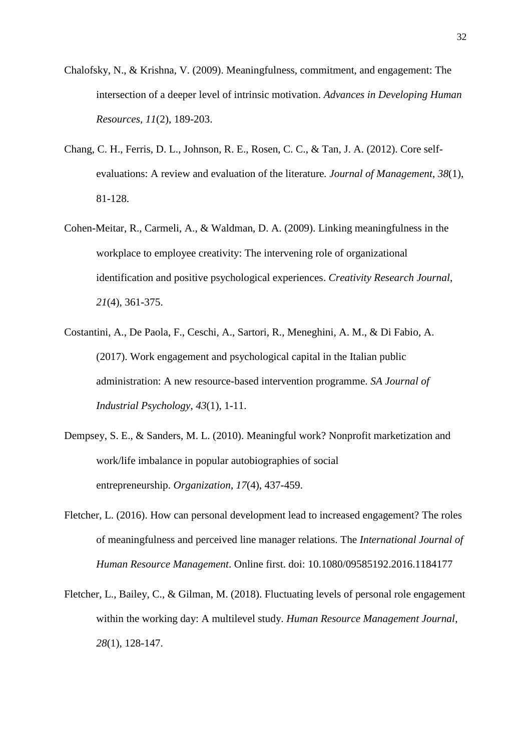Chalofsky, N., & Krishna, V. (2009). Meaningfulness, commitment, and engagement: The intersection of a deeper level of intrinsic motivation. *Advances in Developing Human Resources*, *11*(2), 189-203.

Chang, C. H., Ferris, D. L., Johnson, R. E., Rosen, C. C., & Tan, J. A. (2012). Core self-evaluations: A review and evaluation of the literature*. Journal of Management*, *38*(1), 81-128.

Cohen-Meitar, R., Carmeli, A., & Waldman, D. A. (2009). Linking meaningfulness in the workplace to employee creativity: The intervening role of organizational identification and positive psychological experiences. *Creativity Research Journal*, *21*(4), 361-375.

Costantini, A., De Paola, F., Ceschi, A., Sartori, R., Meneghini, A. M., & Di Fabio, A. (2017). Work engagement and psychological capital in the Italian public administration: A new resource-based intervention programme. *SA Journal of Industrial Psychology*, *43*(1), 1-11.

Dempsey, S. E., & Sanders, M. L. (2010). Meaningful work? Nonprofit marketization and work/life imbalance in popular autobiographies of social entrepreneurship. *Organization*, *17*(4), 437-459.

Fletcher, L. (2016). How can personal development lead to increased engagement? The roles of meaningfulness and perceived line manager relations. The *International Journal of Human Resource Management*. Online first. doi: 10.1080/09585192.2016.1184177

Fletcher, L., Bailey, C., & Gilman, M. (2018). Fluctuating levels of personal role engagement within the working day: A multilevel study. *Human Resource Management Journal*, *28*(1), 128-147.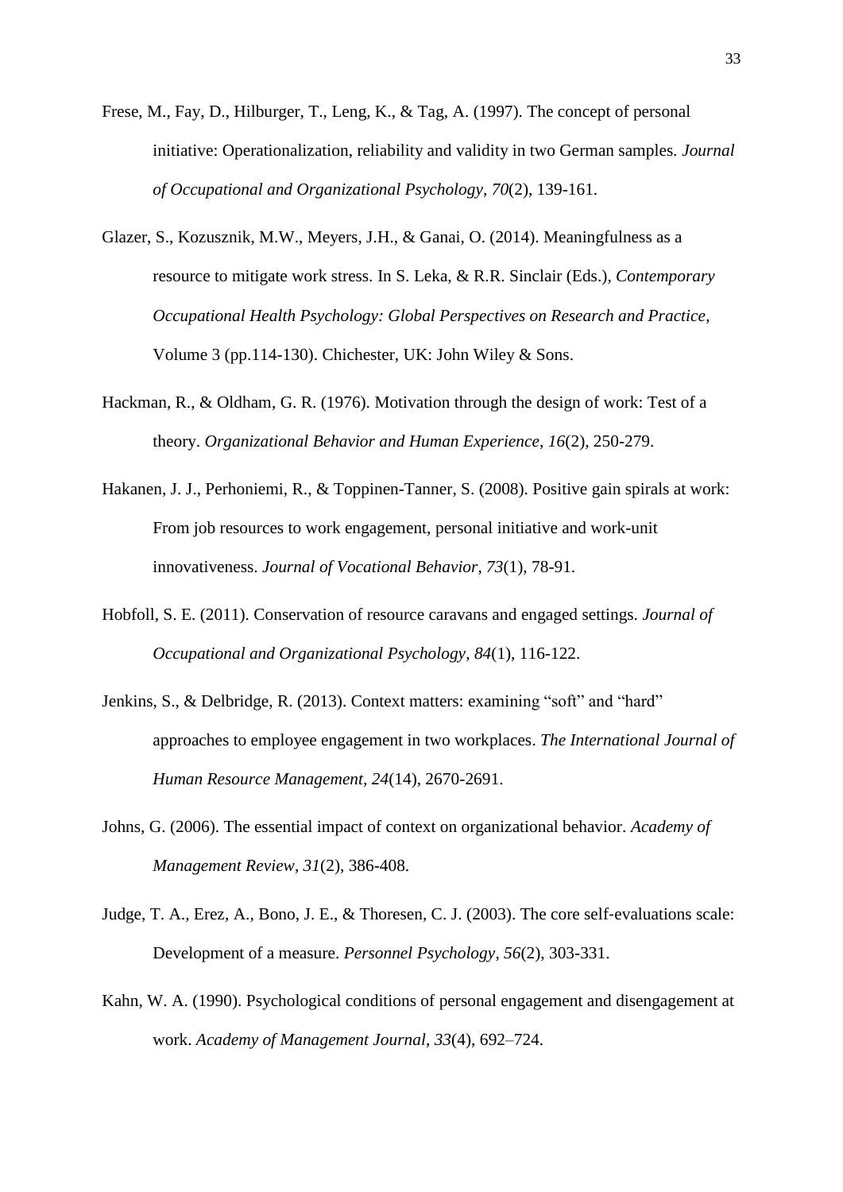Frese, M., Fay, D., Hilburger, T., Leng, K., & Tag, A. (1997). The concept of personal initiative: Operationalization, reliability and validity in two German samples. *Journal of Occupational and Organizational Psychology*, *70*(2), 139-161.

Glazer, S., Kozusznik, M.W., Meyers, J.H., & Ganai, O. (2014). Meaningfulness as a resource to mitigate work stress. In S. Leka, & R.R. Sinclair (Eds.), *Contemporary Occupational Health Psychology: Global Perspectives on Research and Practice*, Volume 3 (pp.114-130). Chichester, UK: John Wiley & Sons.

Hackman, R., & Oldham, G. R. (1976). Motivation through the design of work: Test of a theory. *Organizational Behavior and Human Experience*, *16*(2), 250-279.

Hakanen, J. J., Perhoniemi, R., & Toppinen-Tanner, S. (2008). Positive gain spirals at work: From job resources to work engagement, personal initiative and work-unit innovativeness. *Journal of Vocational Behavior*, *73*(1), 78-91.

Hobfoll, S. E. (2011). Conservation of resource caravans and engaged settings. *Journal of Occupational and Organizational Psychology*, *84*(1), 116-122.

Jenkins, S., & Delbridge, R. (2013). Context matters: examining "soft" and "hard" approaches to employee engagement in two workplaces. *The International Journal of Human Resource Management*, *24*(14), 2670-2691.

Johns, G. (2006). The essential impact of context on organizational behavior. *Academy of Management Review*, *31*(2), 386-408.

Judge, T. A., Erez, A., Bono, J. E., & Thoresen, C. J. (2003). The core self-evaluations scale: Development of a measure. *Personnel Psychology*, *56*(2), 303-331.

Kahn, W. A. (1990). Psychological conditions of personal engagement and disengagement at work. *Academy of Management Journal*, *33*(4), 692–724.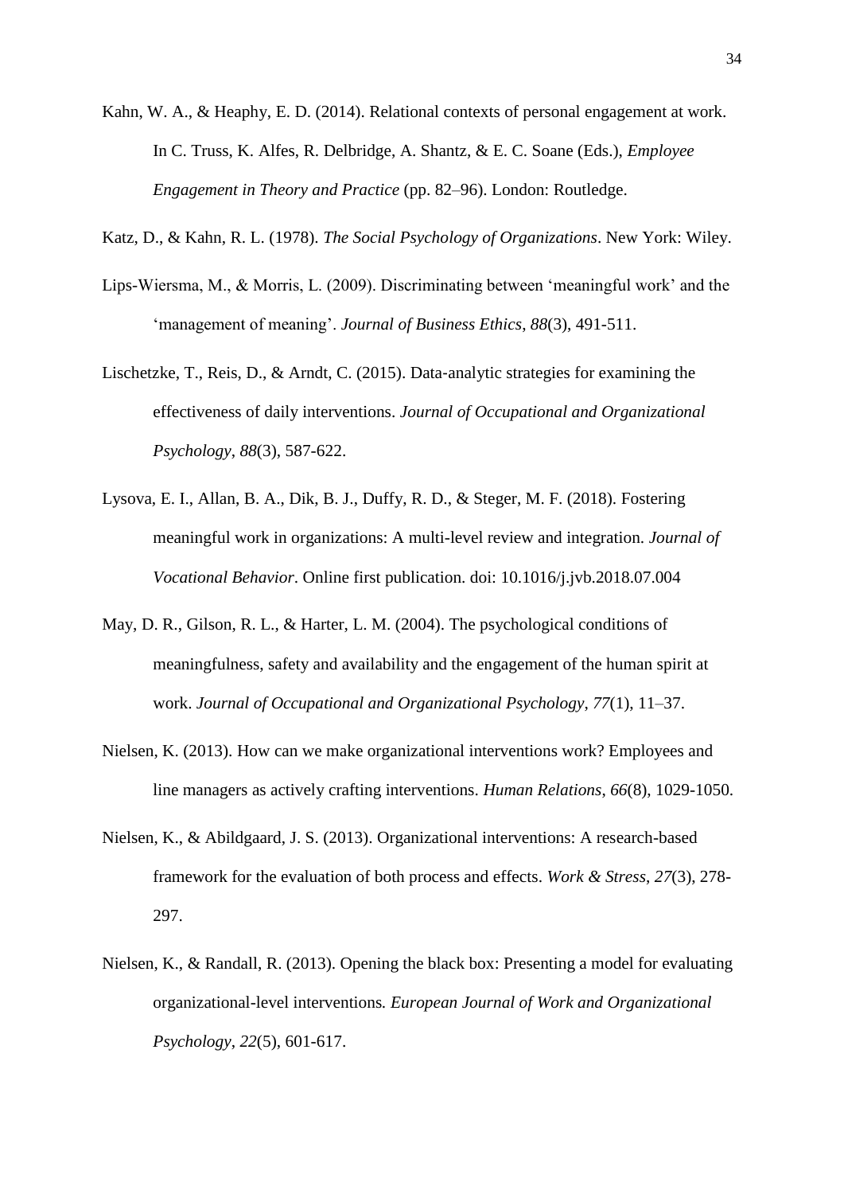Kahn, W. A., & Heaphy, E. D. (2014). Relational contexts of personal engagement at work. In C. Truss, K. Alfes, R. Delbridge, A. Shantz, & E. C. Soane (Eds.), *Employee Engagement in Theory and Practice* (pp. 82–96). London: Routledge.

Katz, D., & Kahn, R. L. (1978). *The Social Psychology of Organizations*. New York: Wiley.

Lips-Wiersma, M., & Morris, L. (2009). Discriminating between 'meaningful work' and the 'management of meaning'. *Journal of Business Ethics*, *88*(3), 491-511.

Lischetzke, T., Reis, D., & Arndt, C. (2015). Data-analytic strategies for examining the effectiveness of daily interventions. *Journal of Occupational and Organizational Psychology*, *88*(3), 587-622.

Lysova, E. I., Allan, B. A., Dik, B. J., Duffy, R. D., & Steger, M. F. (2018). Fostering meaningful work in organizations: A multi-level review and integration. *Journal of Vocational Behavior*. Online first publication. doi: 10.1016/j.jvb.2018.07.004

May, D. R., Gilson, R. L., & Harter, L. M. (2004). The psychological conditions of meaningfulness, safety and availability and the engagement of the human spirit at work. *Journal of Occupational and Organizational Psychology*, *77*(1), 11–37.

Nielsen, K. (2013). How can we make organizational interventions work? Employees and line managers as actively crafting interventions. *Human Relations*, *66*(8), 1029-1050.

Nielsen, K., & Abildgaard, J. S. (2013). Organizational interventions: A research-based framework for the evaluation of both process and effects. *Work & Stress*, *27*(3), 278-297.

Nielsen, K., & Randall, R. (2013). Opening the black box: Presenting a model for evaluating organizational-level interventions*. European Journal of Work and Organizational Psychology*, *22*(5), 601-617.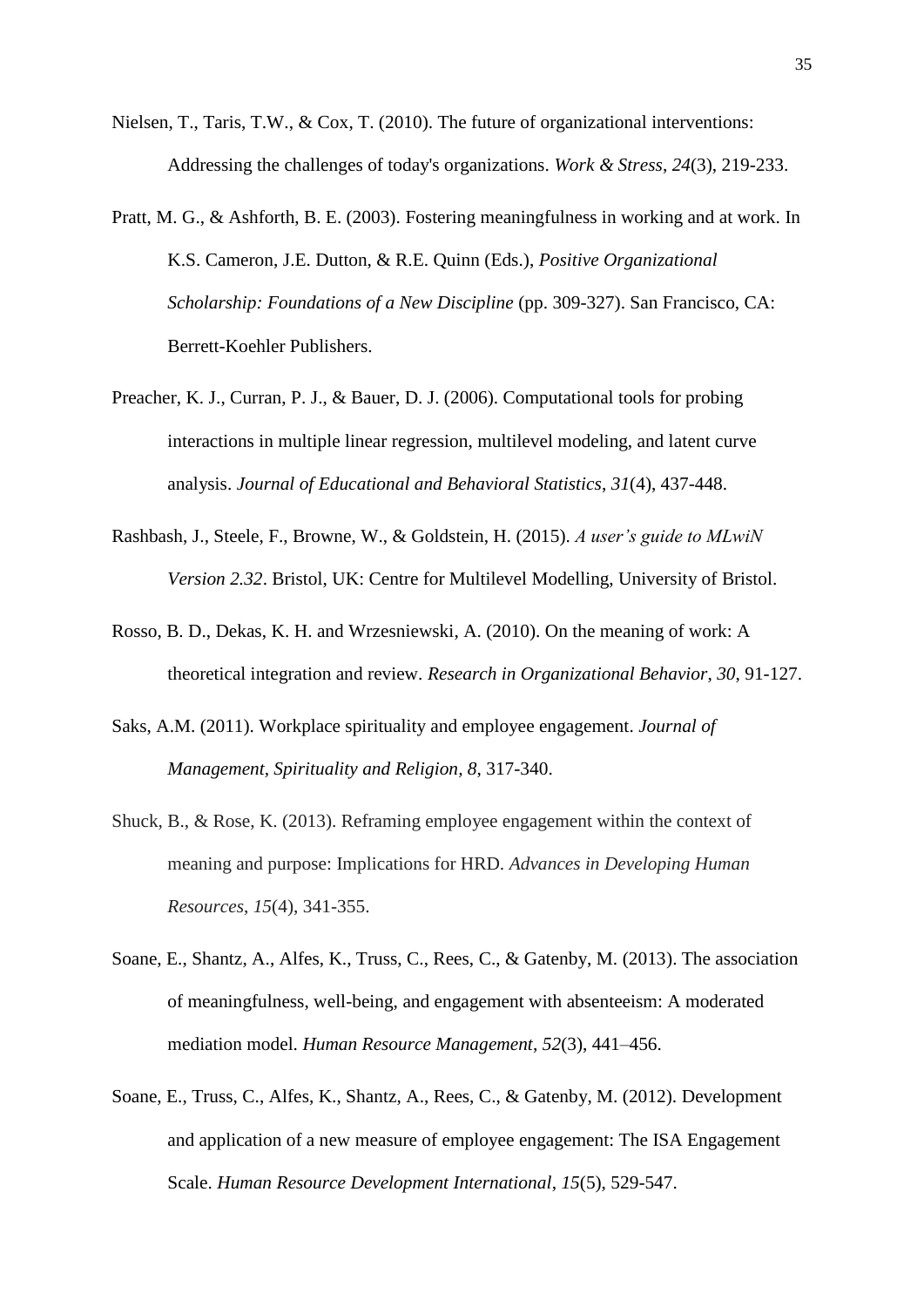Nielsen, T., Taris, T.W., & Cox, T. (2010). The future of organizational interventions: Addressing the challenges of today's organizations. *Work & Stress*, *24*(3), 219-233.

Pratt, M. G., & Ashforth, B. E. (2003). Fostering meaningfulness in working and at work. In K.S. Cameron, J.E. Dutton, & R.E. Quinn (Eds.), *Positive Organizational Scholarship: Foundations of a New Discipline* (pp. 309-327). San Francisco, CA: Berrett-Koehler Publishers.

Preacher, K. J., Curran, P. J., & Bauer, D. J. (2006). Computational tools for probing interactions in multiple linear regression, multilevel modeling, and latent curve analysis. *Journal of Educational and Behavioral Statistics*, *31*(4), 437-448.

Rashbash, J., Steele, F., Browne, W., & Goldstein, H. (2015). *A user's guide to MLwiN Version 2.32*. Bristol, UK: Centre for Multilevel Modelling, University of Bristol.

Rosso, B. D., Dekas, K. H. and Wrzesniewski, A. (2010). On the meaning of work: A theoretical integration and review. *Research in Organizational Behavior*, *30*, 91-127.

Saks, A.M. (2011). Workplace spirituality and employee engagement. *Journal of Management, Spirituality and Religion*, *8*, 317-340.

Shuck, B., & Rose, K. (2013). Reframing employee engagement within the context of meaning and purpose: Implications for HRD. *Advances in Developing Human Resources*, *15*(4), 341-355.

Soane, E., Shantz, A., Alfes, K., Truss, C., Rees, C., & Gatenby, M. (2013). The association of meaningfulness, well-being, and engagement with absenteeism: A moderated mediation model. *Human Resource Management*, *52*(3), 441–456.

Soane, E., Truss, C., Alfes, K., Shantz, A., Rees, C., & Gatenby, M. (2012). Development and application of a new measure of employee engagement: The ISA Engagement Scale. *Human Resource Development International*, *15*(5), 529-547.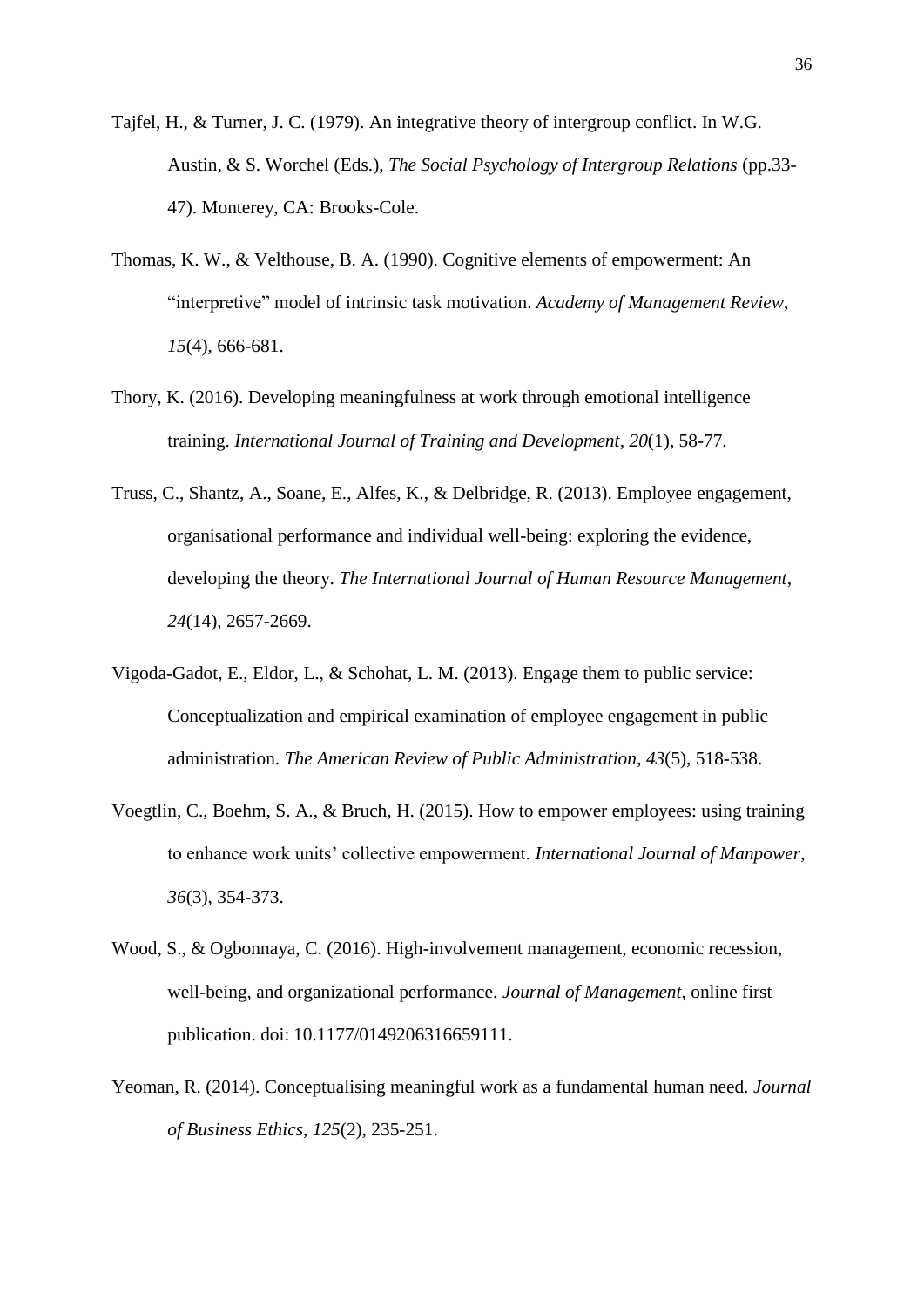Tajfel, H., & Turner, J. C. (1979). An integrative theory of intergroup conflict. In W.G. Austin, & S. Worchel (Eds.), *The Social Psychology of Intergroup Relations* (pp.33-47). Monterey, CA: Brooks-Cole.

Thomas, K. W., & Velthouse, B. A. (1990). Cognitive elements of empowerment: An "interpretive" model of intrinsic task motivation. *Academy of Management Review*, *15*(4), 666-681.

Thory, K. (2016). Developing meaningfulness at work through emotional intelligence training. *International Journal of Training and Development*, *20*(1), 58-77.

Truss, C., Shantz, A., Soane, E., Alfes, K., & Delbridge, R. (2013). Employee engagement, organisational performance and individual well-being: exploring the evidence, developing the theory. *The International Journal of Human Resource Management*, *24*(14), 2657-2669.

Vigoda-Gadot, E., Eldor, L., & Schohat, L. M. (2013). Engage them to public service: Conceptualization and empirical examination of employee engagement in public administration. *The American Review of Public Administration*, *43*(5), 518-538.

Voegtlin, C., Boehm, S. A., & Bruch, H. (2015). How to empower employees: using training to enhance work units' collective empowerment. *International Journal of Manpower*, *36*(3), 354-373.

Wood, S., & Ogbonnaya, C. (2016). High-involvement management, economic recession, well-being, and organizational performance. *Journal of Management*, online first publication. doi: 10.1177/0149206316659111.

Yeoman, R. (2014). Conceptualising meaningful work as a fundamental human need. *Journal of Business Ethics*, *125*(2), 235-251.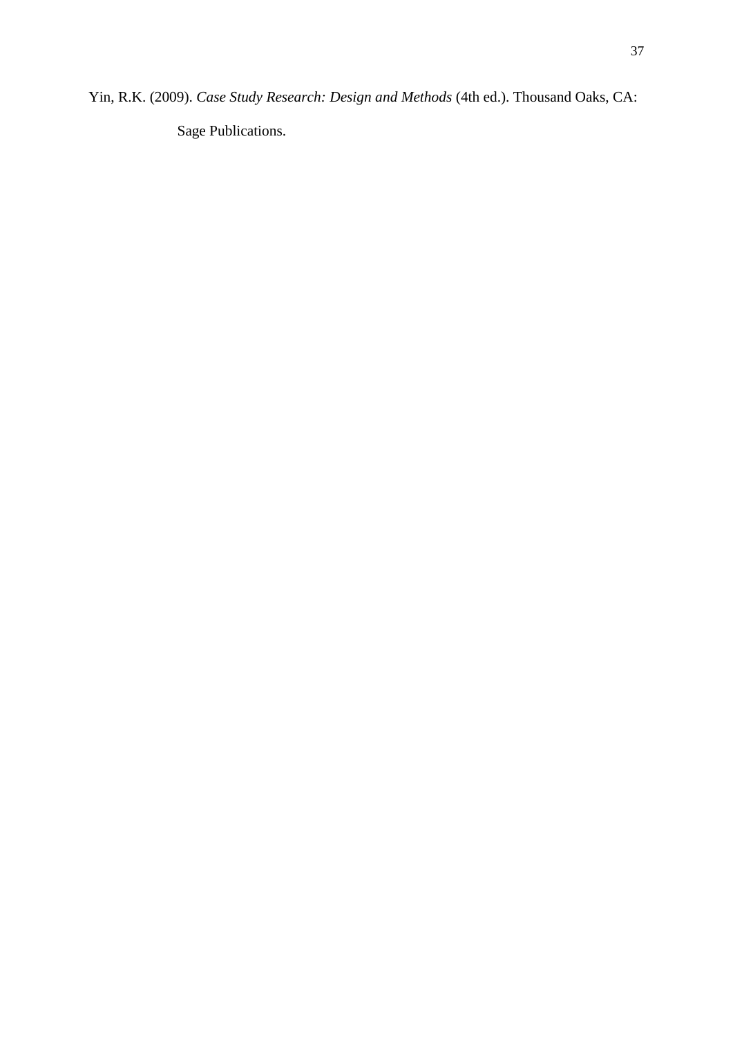Yin, R.K. (2009). *Case Study Research: Design and Methods* (4th ed.). Thousand Oaks, CA: Sage Publications.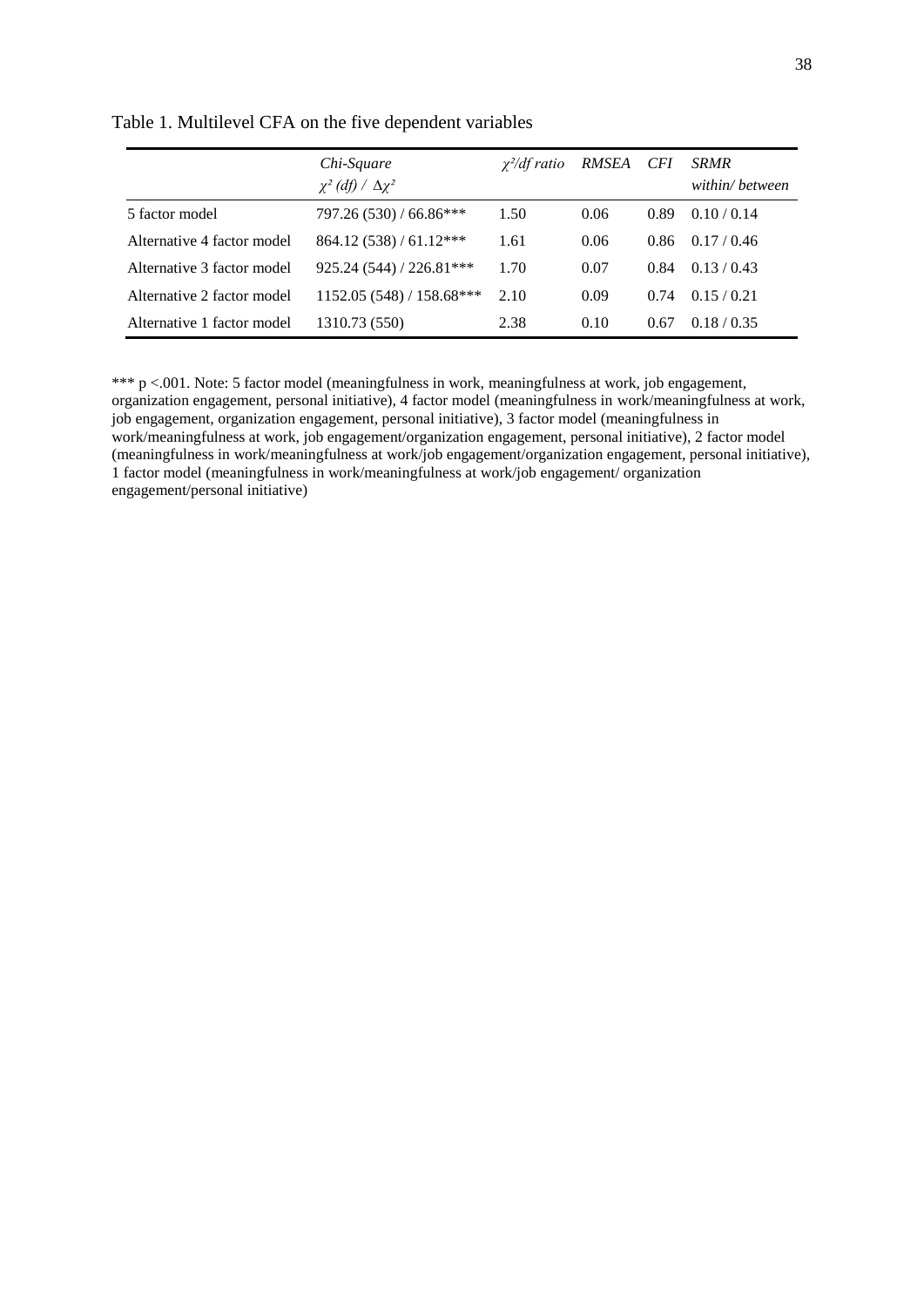Table 1. Multilevel CFA on the five dependent variables

| | *Chi-Square* $\chi^2$ *(df) /* $\Delta\chi^2$ | $\chi^2$*/df ratio* | *RMSEA* | *CFI* | *SRMR within/ between* |
|---|---|---|---|---|---|
| 5 factor model | 797.26 (530) / 66.86*** | 1.50 | 0.06 | 0.89 | 0.10 / 0.14 |
| Alternative 4 factor model | 864.12 (538) / 61.12*** | 1.61 | 0.06 | 0.86 | 0.17 / 0.46 |
| Alternative 3 factor model | 925.24 (544) / 226.81*** | 1.70 | 0.07 | 0.84 | 0.13 / 0.43 |
| Alternative 2 factor model | 1152.05 (548) / 158.68*** | 2.10 | 0.09 | 0.74 | 0.15 / 0.21 |
| Alternative 1 factor model | 1310.73 (550) | 2.38 | 0.10 | 0.67 | 0.18 / 0.35 |

*** $p < .001$. Note: 5 factor model (meaningfulness in work, meaningfulness at work, job engagement, organization engagement, personal initiative), 4 factor model (meaningfulness in work/meaningfulness at work, job engagement, organization engagement, personal initiative), 3 factor model (meaningfulness in work/meaningfulness at work, job engagement/organization engagement, personal initiative), 2 factor model (meaningfulness in work/meaningfulness at work/job engagement/organization engagement, personal initiative), 1 factor model (meaningfulness in work/meaningfulness at work/job engagement/ organization engagement/personal initiative)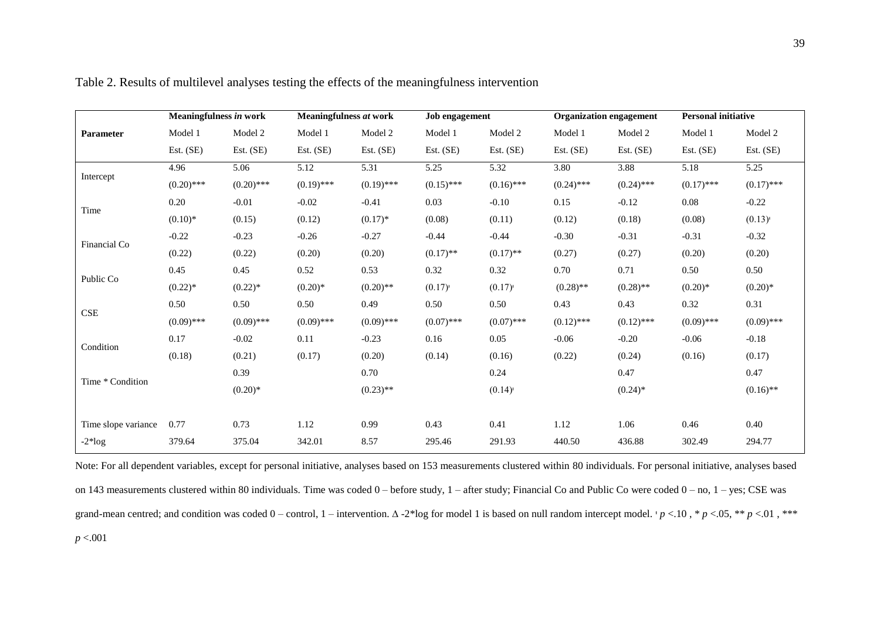Table 2. Results of multilevel analyses testing the effects of the meaningfulness intervention

| | Meaningfulness *in* work | | Meaningfulness *at* work | | Job engagement | | Organization engagement | | Personal initiative | |
|---|---|---|---|---|---|---|---|---|---|---|
| **Parameter** | Model 1 | Model 2 | Model 1 | Model 2 | Model 1 | Model 2 | Model 1 | Model 2 | Model 1 | Model 2 |
| | Est. (SE) | Est. (SE) | Est. (SE) | Est. (SE) | Est. (SE) | Est. (SE) | Est. (SE) | Est. (SE) | Est. (SE) | Est. (SE) |
| Intercept | 4.96 (0.20)*** | 5.06 (0.20)*** | 5.12 (0.19)*** | 5.31 (0.19)*** | 5.25 (0.15)*** | 5.32 (0.16)*** | 3.80 (0.24)*** | 3.88 (0.24)*** | 5.18 (0.17)*** | 5.25 (0.17)*** |
| Time | 0.20 (0.10)* | -0.01 (0.15) | -0.02 (0.12) | -0.41 (0.17)* | 0.03 (0.08) | -0.10 (0.11) | 0.15 (0.12) | -0.12 (0.18) | 0.08 (0.08) | -0.22 (0.13)ᵗ |
| Financial Co | -0.22 (0.22) | -0.23 (0.22) | -0.26 (0.20) | -0.27 (0.20) | -0.44 (0.17)** | -0.44 (0.17)** | -0.30 (0.27) | -0.31 (0.27) | -0.31 (0.20) | -0.32 (0.20) |
| Public Co | 0.45 (0.22)* | 0.45 (0.22)* | 0.52 (0.20)* | 0.53 (0.20)** | 0.32 (0.17)ᵗ | 0.32 (0.17)ᵗ | 0.70 (0.28)** | 0.71 (0.28)** | 0.50 (0.20)* | 0.50 (0.20)* |
| CSE | 0.50 (0.09)*** | 0.50 (0.09)*** | 0.50 (0.09)*** | 0.49 (0.09)*** | 0.50 (0.07)*** | 0.50 (0.07)*** | 0.43 (0.12)*** | 0.43 (0.12)*** | 0.32 (0.09)*** | 0.31 (0.09)*** |
| Condition | 0.17 (0.18) | -0.02 (0.21) | 0.11 (0.17) | -0.23 (0.20) | 0.16 (0.14) | 0.05 (0.16) | -0.06 (0.22) | -0.20 (0.24) | -0.06 (0.16) | -0.18 (0.17) |
| Time * Condition | | 0.39 (0.20)* | | 0.70 (0.23)** | | 0.24 (0.14)ᵗ | | 0.47 (0.24)* | | 0.47 (0.16)** |
| Time slope variance | 0.77 | 0.73 | 1.12 | 0.99 | 0.43 | 0.41 | 1.12 | 1.06 | 0.46 | 0.40 |
| -2*log | 379.64 | 375.04 | 342.01 | 8.57 | 295.46 | 291.93 | 440.50 | 436.88 | 302.49 | 294.77 |

Note: For all dependent variables, except for personal initiative, analyses based on 153 measurements clustered within 80 individuals. For personal initiative, analyses based on 143 measurements clustered within 80 individuals. Time was coded 0 – before study, 1 – after study; Financial Co and Public Co were coded 0 – no, 1 – yes; CSE was grand-mean centred; and condition was coded 0 – control, 1 – intervention. Δ -2*log for model 1 is based on null random intercept model. ᵗ $p < .10$ , * $p < .05$, ** $p < .01$ , *** $p < .001$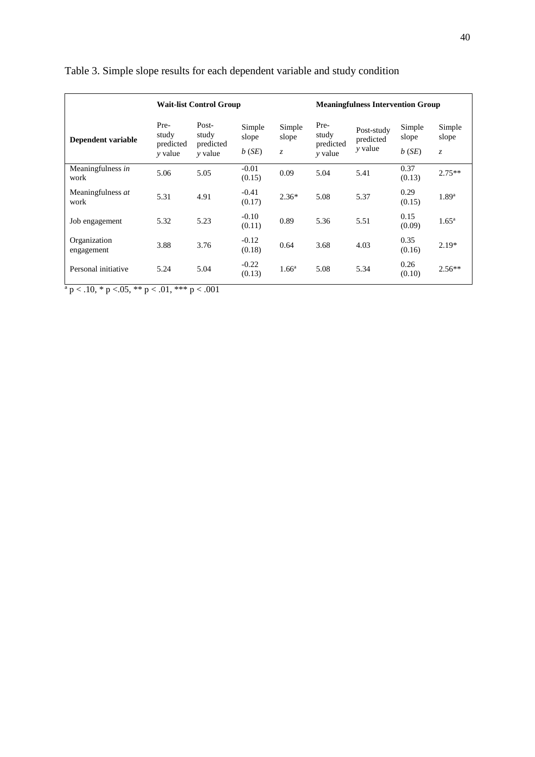Table 3. Simple slope results for each dependent variable and study condition

| | Wait-list Control Group | | | | Meaningfulness Intervention Group | | | |
|---|---|---|---|---|---|---|---|---|
| **Dependent variable** | Pre-study predicted *y* value | Post-study predicted *y* value | Simple slope *b* (*SE*) | Simple slope *z* | Pre-study predicted *y* value | Post-study predicted *y* value | Simple slope *b* (*SE*) | Simple slope *z* |
| Meaningfulness *in* work | 5.06 | 5.05 | -0.01 (0.15) | 0.09 | 5.04 | 5.41 | 0.37 (0.13) | 2.75** |
| Meaningfulness *at* work | 5.31 | 4.91 | -0.41 (0.17) | 2.36* | 5.08 | 5.37 | 0.29 (0.15) | 1.89[a] |
| Job engagement | 5.32 | 5.23 | -0.10 (0.11) | 0.89 | 5.36 | 5.51 | 0.15 (0.09) | 1.65[a] |
| Organization engagement | 3.88 | 3.76 | -0.12 (0.18) | 0.64 | 3.68 | 4.03 | 0.35 (0.16) | 2.19* |
| Personal initiative | 5.24 | 5.04 | -0.22 (0.13) | 1.66[a] | 5.08 | 5.34 | 0.26 (0.10) | 2.56** |

[a] $p < .10$, * $p < .05$, ** $p < .01$, *** $p < .001$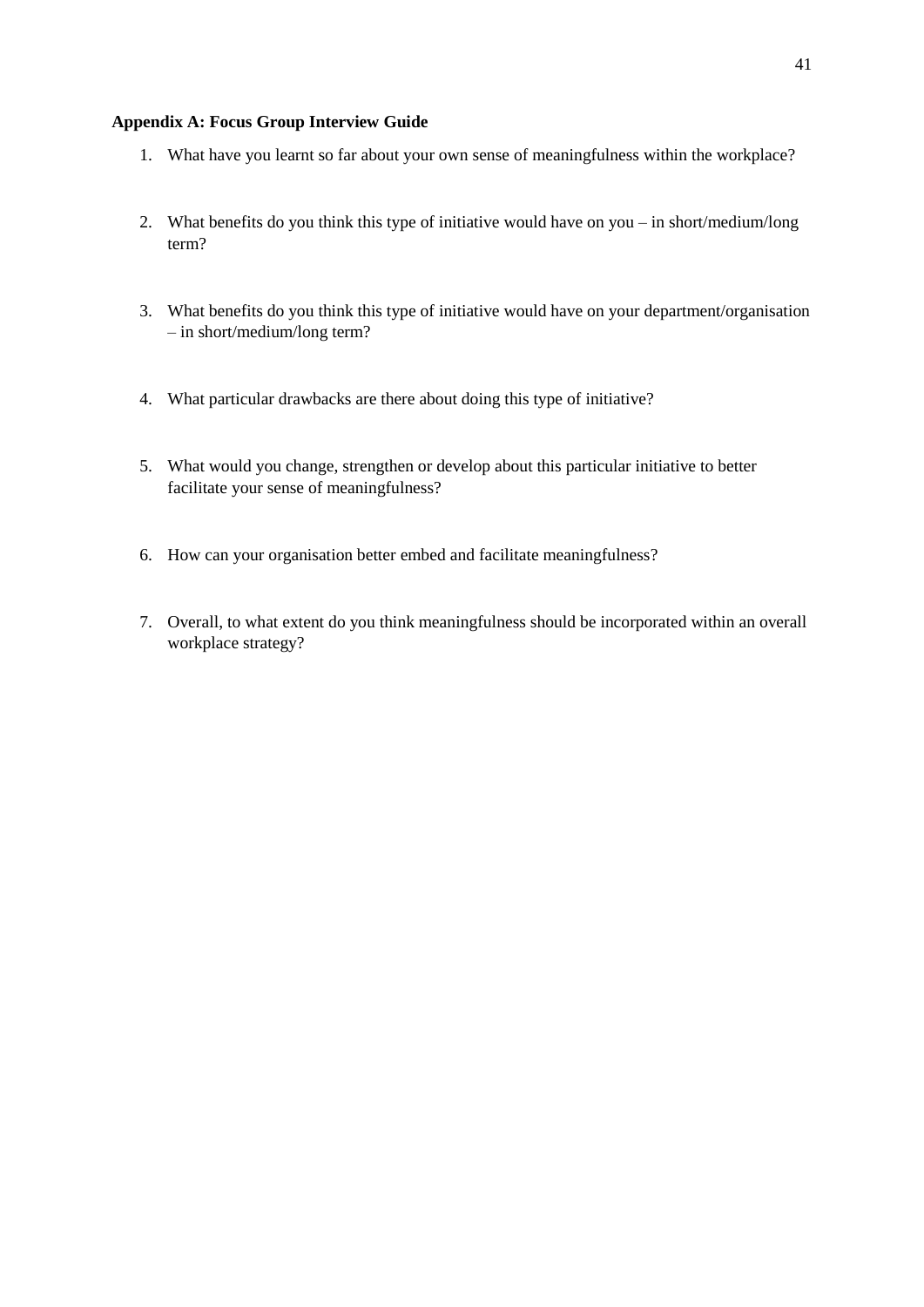**Appendix A: Focus Group Interview Guide**

1. What have you learnt so far about your own sense of meaningfulness within the workplace?

2. What benefits do you think this type of initiative would have on you – in short/medium/long term?

3. What benefits do you think this type of initiative would have on your department/organisation – in short/medium/long term?

4. What particular drawbacks are there about doing this type of initiative?

5. What would you change, strengthen or develop about this particular initiative to better facilitate your sense of meaningfulness?

6. How can your organisation better embed and facilitate meaningfulness?

7. Overall, to what extent do you think meaningfulness should be incorporated within an overall workplace strategy?